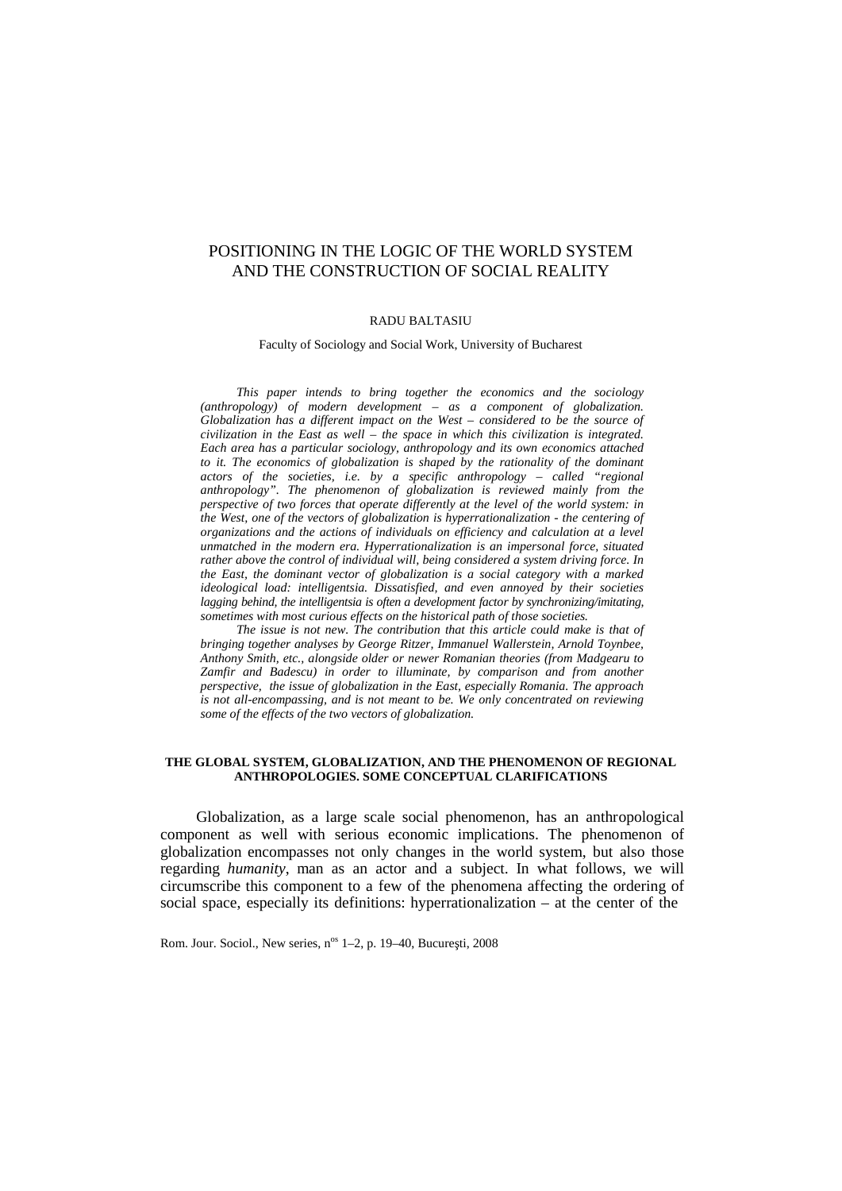# POSITIONING IN THE LOGIC OF THE WORLD SYSTEM AND THE CONSTRUCTION OF SOCIAL REALITY

RADU BALTASIU

Faculty of Sociology and Social Work, University of Bucharest

*This paper intends to bring together the economics and the sociology (anthropology) of modern development – as a component of globalization. Globalization has a different impact on the West – considered to be the source of civilization in the East as well – the space in which this civilization is integrated. Each area has a particular sociology, anthropology and its own economics attached to it. The economics of globalization is shaped by the rationality of the dominant actors of the societies, i.e. by a specific anthropology – called "regional anthropology". The phenomenon of globalization is reviewed mainly from the perspective of two forces that operate differently at the level of the world system: in the West, one of the vectors of globalization is hyperrationalization - the centering of organizations and the actions of individuals on efficiency and calculation at a level unmatched in the modern era. Hyperrationalization is an impersonal force, situated rather above the control of individual will, being considered a system driving force. In the East, the dominant vector of globalization is a social category with a marked ideological load: intelligentsia. Dissatisfied, and even annoyed by their societies lagging behind, the intelligentsia is often a development factor by synchronizing/imitating, sometimes with most curious effects on the historical path of those societies.*

*The issue is not new. The contribution that this article could make is that of bringing together analyses by George Ritzer, Immanuel Wallerstein, Arnold Toynbee, Anthony Smith, etc., alongside older or newer Romanian theories (from Madgearu to Zamfir and Badescu) in order to illuminate, by comparison and from another perspective, the issue of globalization in the East, especially Romania. The approach is not all-encompassing, and is not meant to be. We only concentrated on reviewing some of the effects of the two vectors of globalization.*

## THE GLOBAL SYSTEM, GLOBALIZATION, AND THE PHENOMENON OF REGIONAL ANTHROPOLOGIES. SOME CONCEPTUAL CLARIFICATIONS

Globalization, as a large scale social phenomenon, has an anthropological component as well with serious economic implications. The phenomenon of globalization encompasses not only changes in the world system, but also those regarding *humanity*, man as an actor and a subject. In what follows, we will circumscribe this component to a few of the phenomena affecting the ordering of social space, especially its definitions: hyperrationalization – at the center of the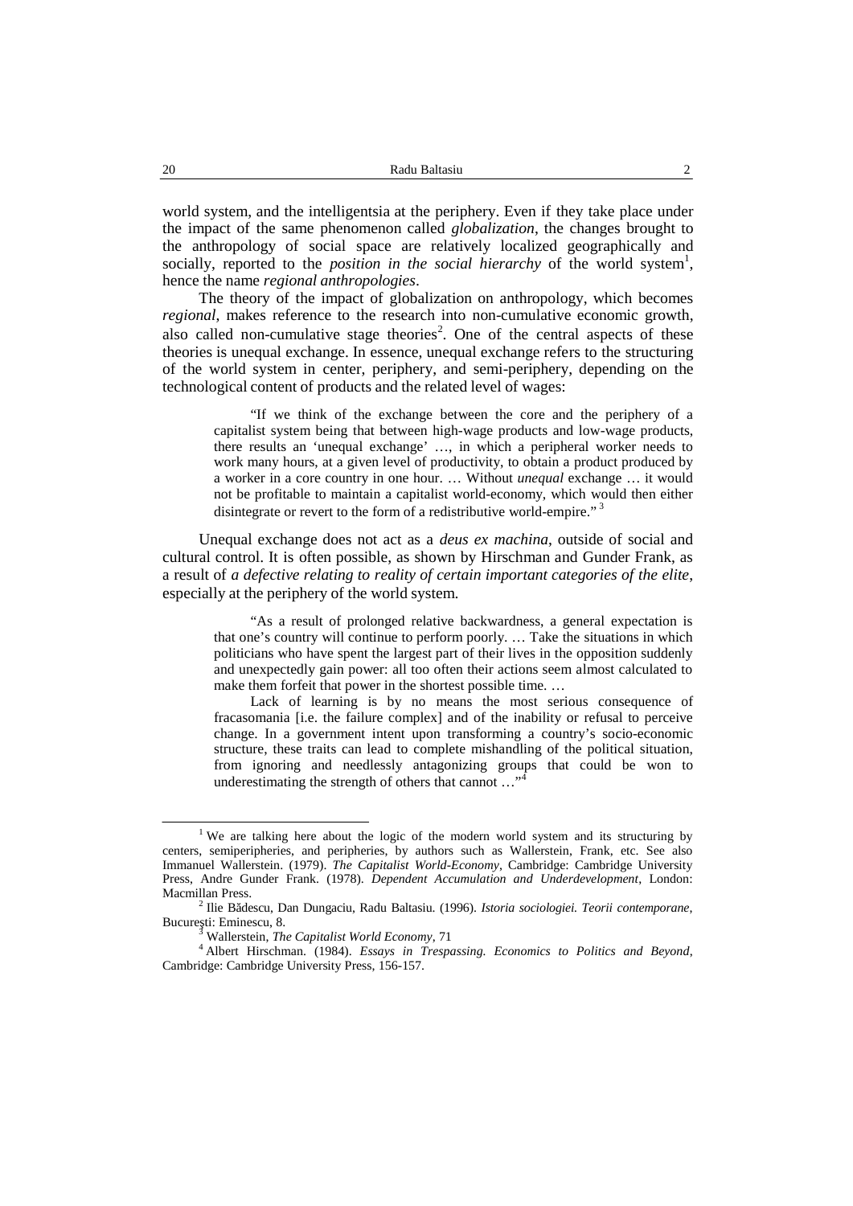world system, and the intelligentsia at the periphery. Even if they take place under the impact of the same phenomenon called *globalization*, the changes brought to the anthropology of social space are relatively localized geographically and socially, reported to the *position in the social hierarchy* of the world system[1], hence the name *regional anthropologies*.

The theory of the impact of globalization on anthropology, which becomes *regional*, makes reference to the research into non-cumulative economic growth, also called non-cumulative stage theories[2]. One of the central aspects of these theories is unequal exchange. In essence, unequal exchange refers to the structuring of the world system in center, periphery, and semi-periphery, depending on the technological content of products and the related level of wages:

> "If we think of the exchange between the core and the periphery of a capitalist system being that between high-wage products and low-wage products, there results an 'unequal exchange' …, in which a peripheral worker needs to work many hours, at a given level of productivity, to obtain a product produced by a worker in a core country in one hour. … Without *unequal* exchange … it would not be profitable to maintain a capitalist world-economy, which would then either disintegrate or revert to the form of a redistributive world-empire." [3]

Unequal exchange does not act as a *deus ex machina*, outside of social and cultural control. It is often possible, as shown by Hirschman and Gunder Frank, as a result of *a defective relating to reality of certain important categories of the elite*, especially at the periphery of the world system.

> "As a result of prolonged relative backwardness, a general expectation is that one's country will continue to perform poorly. … Take the situations in which politicians who have spent the largest part of their lives in the opposition suddenly and unexpectedly gain power: all too often their actions seem almost calculated to make them forfeit that power in the shortest possible time. …
>
> Lack of learning is by no means the most serious consequence of fracasomania [i.e. the failure complex] and of the inability or refusal to perceive change. In a government intent upon transforming a country's socio-economic structure, these traits can lead to complete mishandling of the political situation, from ignoring and needlessly antagonizing groups that could be won to underestimating the strength of others that cannot …"[4]

---

[1] We are talking here about the logic of the modern world system and its structuring by centers, semiperipheries, and peripheries, by authors such as Wallerstein, Frank, etc. See also Immanuel Wallerstein. (1979). *The Capitalist World-Economy*, Cambridge: Cambridge University Press, Andre Gunder Frank. (1978). *Dependent Accumulation and Underdevelopment*, London: Macmillan Press.

[2] Ilie Bădescu, Dan Dungaciu, Radu Baltasiu. (1996). *Istoria sociologiei. Teorii contemporane*, București: Eminescu, 8.

[3] Wallerstein, *The Capitalist World Economy*, 71

[4] Albert Hirschman. (1984). *Essays in Trespassing. Economics to Politics and Beyond*, Cambridge: Cambridge University Press, 156-157.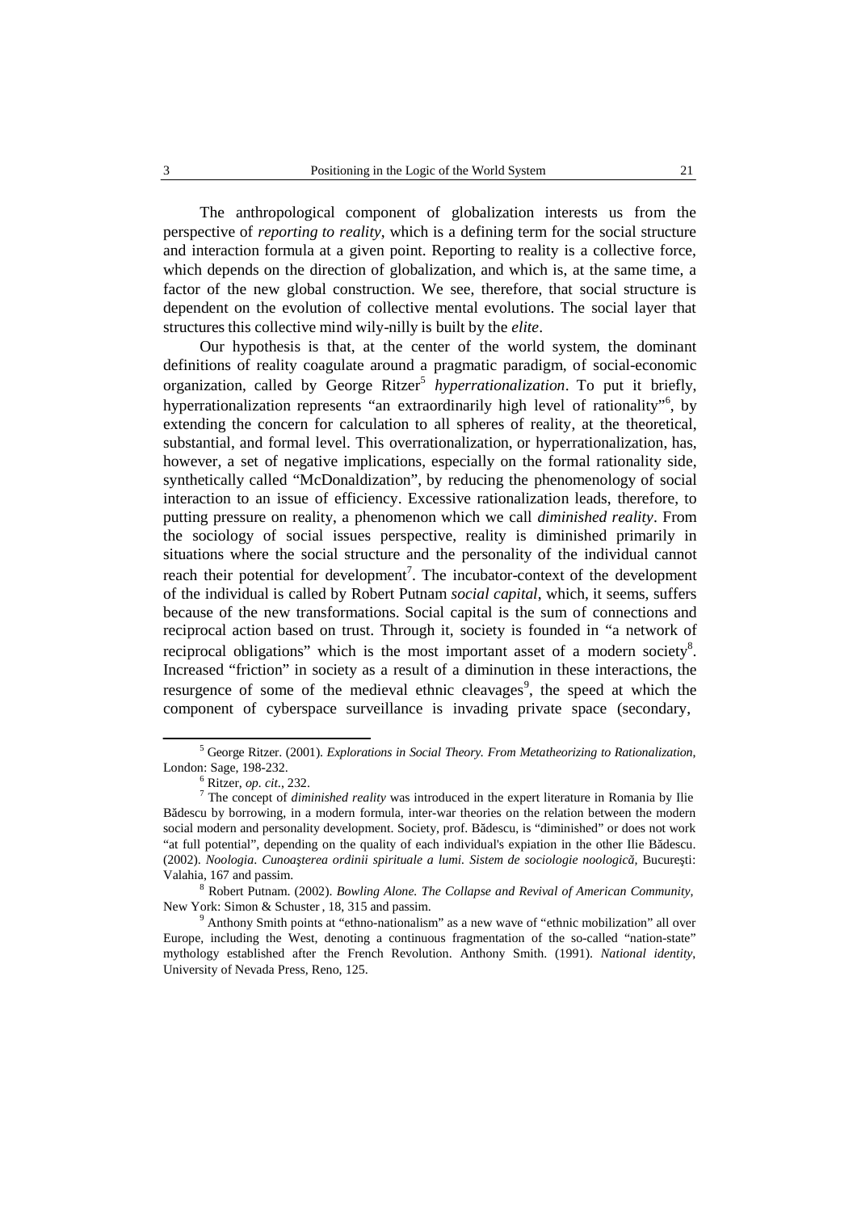The anthropological component of globalization interests us from the perspective of *reporting to reality*, which is a defining term for the social structure and interaction formula at a given point. Reporting to reality is a collective force, which depends on the direction of globalization, and which is, at the same time, a factor of the new global construction. We see, therefore, that social structure is dependent on the evolution of collective mental evolutions. The social layer that structures this collective mind wily-nilly is built by the *elite*.

Our hypothesis is that, at the center of the world system, the dominant definitions of reality coagulate around a pragmatic paradigm, of social-economic organization, called by George Ritzer[5] *hyperrationalization*. To put it briefly, hyperrationalization represents "an extraordinarily high level of rationality"[6], by extending the concern for calculation to all spheres of reality, at the theoretical, substantial, and formal level. This overrationalization, or hyperrationalization, has, however, a set of negative implications, especially on the formal rationality side, synthetically called "McDonaldization", by reducing the phenomenology of social interaction to an issue of efficiency. Excessive rationalization leads, therefore, to putting pressure on reality, a phenomenon which we call *diminished reality*. From the sociology of social issues perspective, reality is diminished primarily in situations where the social structure and the personality of the individual cannot reach their potential for development[7]. The incubator-context of the development of the individual is called by Robert Putnam *social capital*, which, it seems, suffers because of the new transformations. Social capital is the sum of connections and reciprocal action based on trust. Through it, society is founded in "a network of reciprocal obligations" which is the most important asset of a modern society[8]. Increased "friction" in society as a result of a diminution in these interactions, the resurgence of some of the medieval ethnic cleavages[9], the speed at which the component of cyberspace surveillance is invading private space (secondary,

---

[5] George Ritzer. (2001). *Explorations in Social Theory. From Metatheorizing to Rationalization*, London: Sage, 198-232.

[6] Ritzer, *op. cit.*, 232.

[7] The concept of *diminished reality* was introduced in the expert literature in Romania by Ilie Bădescu by borrowing, in a modern formula, inter-war theories on the relation between the modern social modern and personality development. Society, prof. Bădescu, is "diminished" or does not work "at full potential", depending on the quality of each individual's expiation in the other Ilie Bădescu. (2002). *Noologia. Cunoaşterea ordinii spirituale a lumi. Sistem de sociologie noologică*, Bucureşti: Valahia, 167 and passim.

[8] Robert Putnam. (2002). *Bowling Alone. The Collapse and Revival of American Community*, New York: Simon & Schuster , 18, 315 and passim.

[9] Anthony Smith points at "ethno-nationalism" as a new wave of "ethnic mobilization" all over Europe, including the West, denoting a continuous fragmentation of the so-called "nation-state" mythology established after the French Revolution. Anthony Smith. (1991). *National identity*, University of Nevada Press, Reno, 125.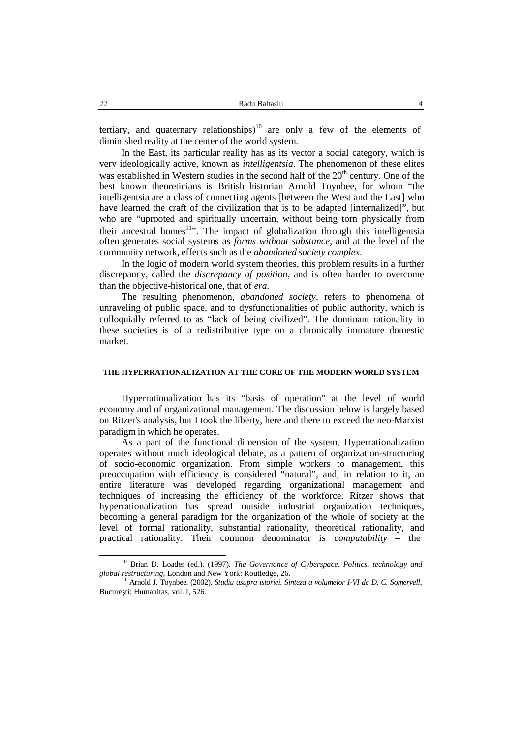tertiary, and quaternary relationships)[10] are only a few of the elements of diminished reality at the center of the world system.

In the East, its particular reality has as its vector a social category, which is very ideologically active, known as *intelligentsia*. The phenomenon of these elites was established in Western studies in the second half of the 20th century. One of the best known theoreticians is British historian Arnold Toynbee, for whom "the intelligentsia are a class of connecting agents [between the West and the East] who have learned the craft of the civilization that is to be adapted [internalized]", but who are "uprooted and spiritually uncertain, without being torn physically from their ancestral homes[11]". The impact of globalization through this intelligentsia often generates social systems as *forms without substance*, and at the level of the community network, effects such as the *abandoned society complex*.

In the logic of modern world system theories, this problem results in a further discrepancy, called the *discrepancy of position*, and is often harder to overcome than the objective-historical one, that of *era*.

The resulting phenomenon, *abandoned society*, refers to phenomena of unraveling of public space, and to dysfunctionalities of public authority, which is colloquially referred to as "lack of being civilized". The dominant rationality in these societies is of a redistributive type on a chronically immature domestic market.

## THE HYPERRATIONALIZATION AT THE CORE OF THE MODERN WORLD SYSTEM

Hyperrationalization has its "basis of operation" at the level of world economy and of organizational management. The discussion below is largely based on Ritzer's analysis, but I took the liberty, here and there to exceed the neo-Marxist paradigm in which he operates.

As a part of the functional dimension of the system, Hyperrationalization operates without much ideological debate, as a pattern of organization-structuring of socio-economic organization. From simple workers to management, this preoccupation with efficiency is considered "natural", and, in relation to it, an entire literature was developed regarding organizational management and techniques of increasing the efficiency of the workforce. Ritzer shows that hyperrationalization has spread outside industrial organization techniques, becoming a general paradigm for the organization of the whole of society at the level of formal rationality, substantial rationality, theoretical rationality, and practical rationality. Their common denominator is *computability* – the

---

[10] Brian D. Loader (ed.). (1997). *The Governance of Cyberspace. Politics, technology and global restructuring*, London and New York: Routledge, 26.

[11] Arnold J. Toynbee. (2002). *Studiu asupra istoriei. Sinteză a volumelor I-VI de D. C. Somervell*, Bucureşti: Humanitas, vol. I, 526.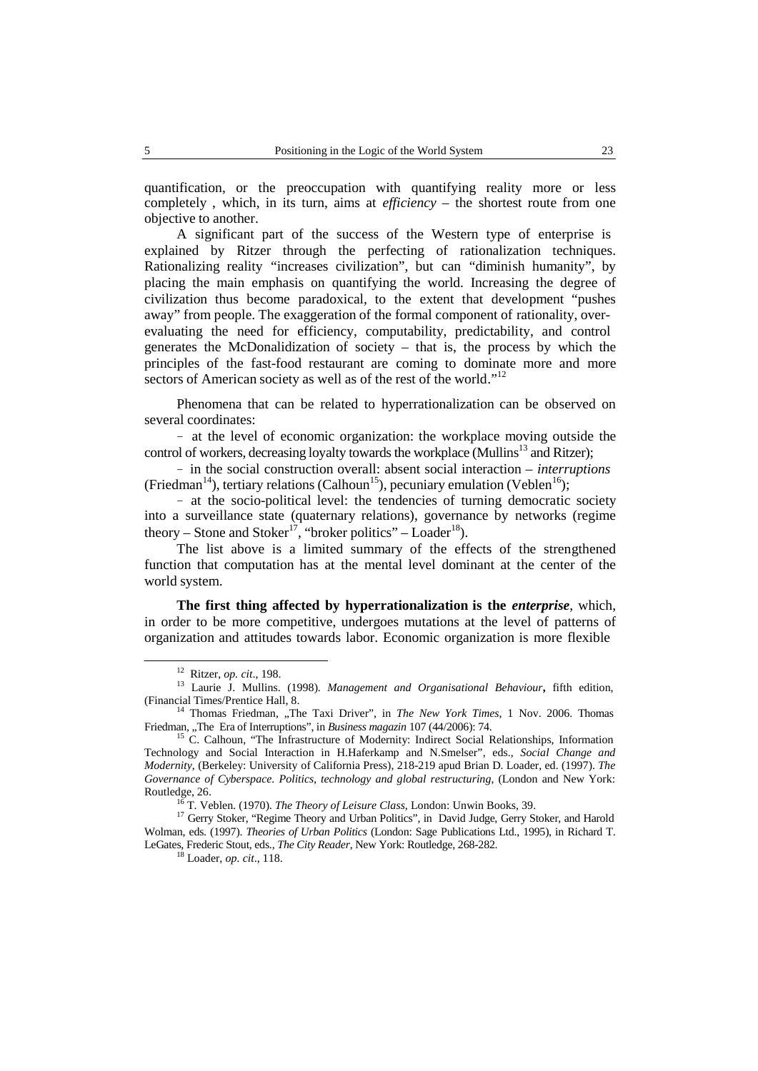quantification, or the preoccupation with quantifying reality more or less completely , which, in its turn, aims at *efficiency* – the shortest route from one objective to another.

A significant part of the success of the Western type of enterprise is explained by Ritzer through the perfecting of rationalization techniques. Rationalizing reality "increases civilization", but can "diminish humanity", by placing the main emphasis on quantifying the world. Increasing the degree of civilization thus become paradoxical, to the extent that development "pushes away" from people. The exaggeration of the formal component of rationality, over-evaluating the need for efficiency, computability, predictability, and control generates the McDonalidization of society – that is, the process by which the principles of the fast-food restaurant are coming to dominate more and more sectors of American society as well as of the rest of the world."[12]

Phenomena that can be related to hyperrationalization can be observed on several coordinates:

- at the level of economic organization: the workplace moving outside the control of workers, decreasing loyalty towards the workplace (Mullins[13] and Ritzer);
- in the social construction overall: absent social interaction – *interruptions* (Friedman[14]), tertiary relations (Calhoun[15]), pecuniary emulation (Veblen[16]);
- at the socio-political level: the tendencies of turning democratic society into a surveillance state (quaternary relations), governance by networks (regime theory – Stone and Stoker[17], "broker politics" – Loader[18]).

The list above is a limited summary of the effects of the strengthened function that computation has at the mental level dominant at the center of the world system.

**The first thing affected by hyperrationalization is the *enterprise***, which, in order to be more competitive, undergoes mutations at the level of patterns of organization and attitudes towards labor. Economic organization is more flexible

---

[12] Ritzer, *op. cit*., 198.

[13] Laurie J. Mullins. (1998). *Management and Organisational Behaviour***,** fifth edition, (Financial Times/Prentice Hall, 8.

[14] Thomas Friedman, „The Taxi Driver", in *The New York Times*, 1 Nov. 2006. Thomas Friedman, „The Era of Interruptions", in *Business magazin* 107 (44/2006): 74.

[15] C. Calhoun, "The Infrastructure of Modernity: Indirect Social Relationships, Information Technology and Social Interaction in H.Haferkamp and N.Smelser", eds., *Social Change and Modernity*, (Berkeley: University of California Press), 218-219 apud Brian D. Loader, ed. (1997). *The Governance of Cyberspace. Politics, technology and global restructuring*, (London and New York: Routledge, 26.

[16] T. Veblen. (1970). *The Theory of Leisure Class*, London: Unwin Books, 39.

[17] Gerry Stoker, "Regime Theory and Urban Politics", in David Judge, Gerry Stoker, and Harold Wolman, eds. (1997). *Theories of Urban Politics* (London: Sage Publications Ltd., 1995), in Richard T. LeGates, Frederic Stout, eds., *The City Reader*, New York: Routledge, 268-282.

[18] Loader, *op. cit*., 118.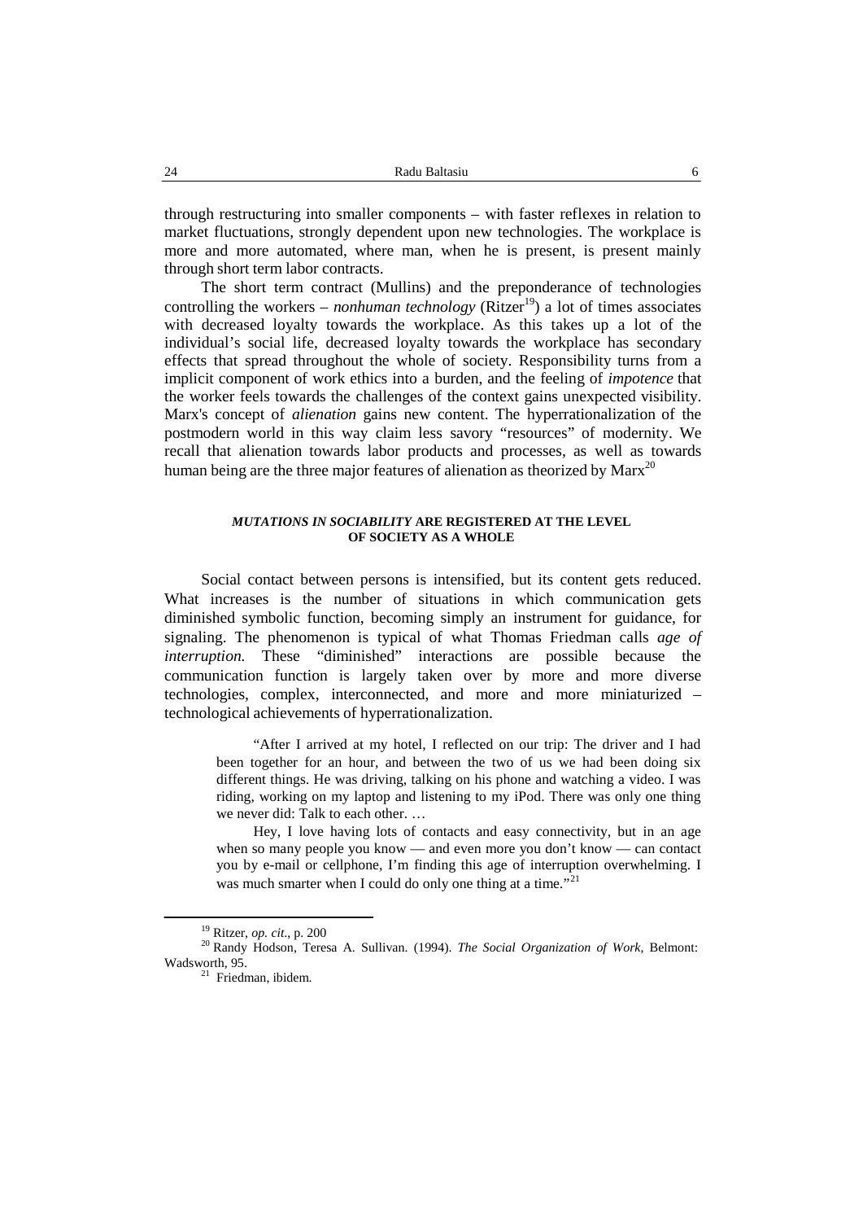through restructuring into smaller components – with faster reflexes in relation to market fluctuations, strongly dependent upon new technologies. The workplace is more and more automated, where man, when he is present, is present mainly through short term labor contracts.

The short term contract (Mullins) and the preponderance of technologies controlling the workers – *nonhuman technology* (Ritzer[19]) a lot of times associates with decreased loyalty towards the workplace. As this takes up a lot of the individual's social life, decreased loyalty towards the workplace has secondary effects that spread throughout the whole of society. Responsibility turns from a implicit component of work ethics into a burden, and the feeling of *impotence* that the worker feels towards the challenges of the context gains unexpected visibility. Marx's concept of *alienation* gains new content. The hyperrationalization of the postmodern world in this way claim less savory "resources" of modernity. We recall that alienation towards labor products and processes, as well as towards human being are the three major features of alienation as theorized by Marx[20]

### *MUTATIONS IN SOCIABILITY* ARE REGISTERED AT THE LEVEL OF SOCIETY AS A WHOLE

Social contact between persons is intensified, but its content gets reduced. What increases is the number of situations in which communication gets diminished symbolic function, becoming simply an instrument for guidance, for signaling. The phenomenon is typical of what Thomas Friedman calls *age of interruption.* These "diminished" interactions are possible because the communication function is largely taken over by more and more diverse technologies, complex, interconnected, and more and more miniaturized – technological achievements of hyperrationalization.

> "After I arrived at my hotel, I reflected on our trip: The driver and I had been together for an hour, and between the two of us we had been doing six different things. He was driving, talking on his phone and watching a video. I was riding, working on my laptop and listening to my iPod. There was only one thing we never did: Talk to each other. …
>
> Hey, I love having lots of contacts and easy connectivity, but in an age when so many people you know — and even more you don't know — can contact you by e-mail or cellphone, I'm finding this age of interruption overwhelming. I was much smarter when I could do only one thing at a time."[21]

---

[19] Ritzer, *op. cit*., p. 200

[20] Randy Hodson, Teresa A. Sullivan. (1994). *The Social Organization of Work*, Belmont: Wadsworth, 95.

[21] Friedman, ibidem.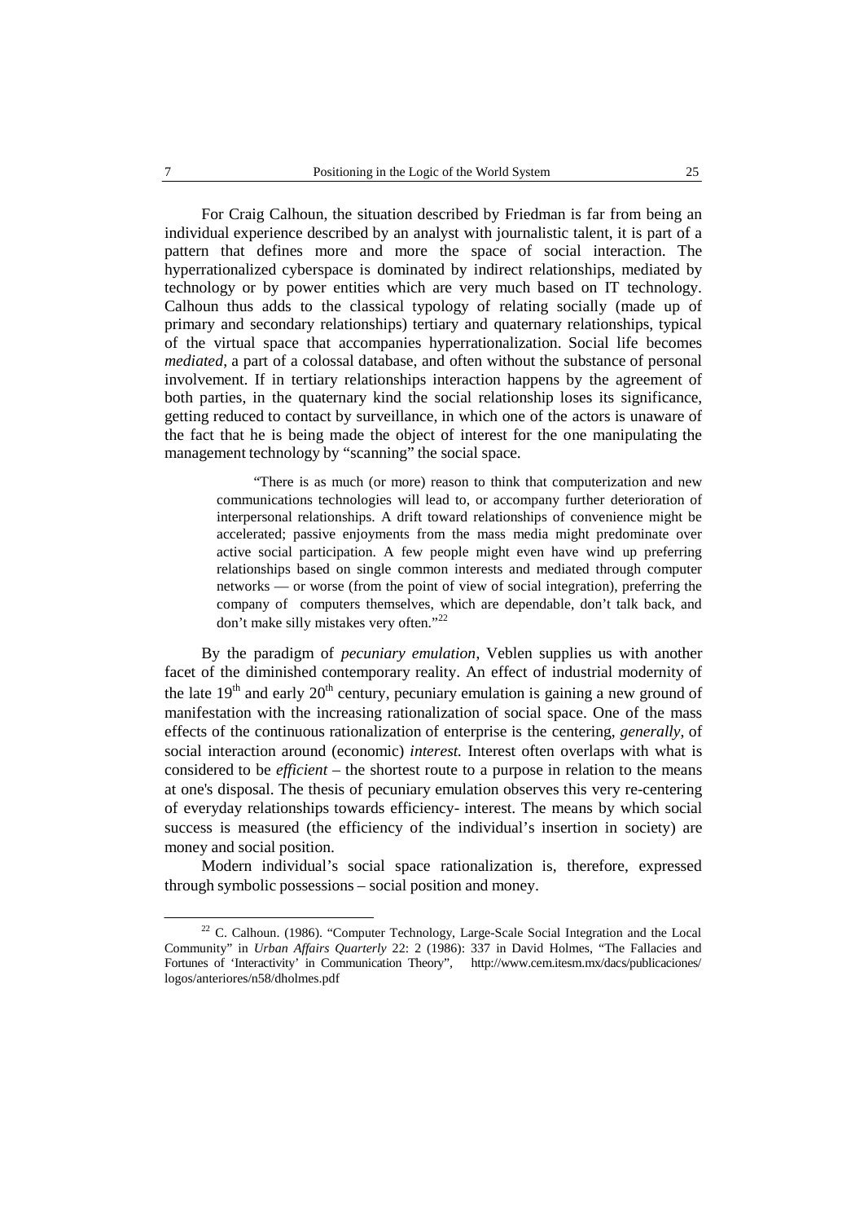For Craig Calhoun, the situation described by Friedman is far from being an individual experience described by an analyst with journalistic talent, it is part of a pattern that defines more and more the space of social interaction. The hyperrationalized cyberspace is dominated by indirect relationships, mediated by technology or by power entities which are very much based on IT technology. Calhoun thus adds to the classical typology of relating socially (made up of primary and secondary relationships) tertiary and quaternary relationships, typical of the virtual space that accompanies hyperrationalization. Social life becomes *mediated*, a part of a colossal database, and often without the substance of personal involvement. If in tertiary relationships interaction happens by the agreement of both parties, in the quaternary kind the social relationship loses its significance, getting reduced to contact by surveillance, in which one of the actors is unaware of the fact that he is being made the object of interest for the one manipulating the management technology by "scanning" the social space.

> "There is as much (or more) reason to think that computerization and new communications technologies will lead to, or accompany further deterioration of interpersonal relationships. A drift toward relationships of convenience might be accelerated; passive enjoyments from the mass media might predominate over active social participation. A few people might even have wind up preferring relationships based on single common interests and mediated through computer networks — or worse (from the point of view of social integration), preferring the company of computers themselves, which are dependable, don't talk back, and don't make silly mistakes very often."[22]

By the paradigm of *pecuniary emulation*, Veblen supplies us with another facet of the diminished contemporary reality. An effect of industrial modernity of the late 19th and early 20th century, pecuniary emulation is gaining a new ground of manifestation with the increasing rationalization of social space. One of the mass effects of the continuous rationalization of enterprise is the centering, *generally*, of social interaction around (economic) *interest.* Interest often overlaps with what is considered to be *efficient* – the shortest route to a purpose in relation to the means at one's disposal. The thesis of pecuniary emulation observes this very re-centering of everyday relationships towards efficiency- interest. The means by which social success is measured (the efficiency of the individual's insertion in society) are money and social position.

Modern individual's social space rationalization is, therefore, expressed through symbolic possessions – social position and money.

---

[22] C. Calhoun. (1986). "Computer Technology, Large-Scale Social Integration and the Local Community" in *Urban Affairs Quarterly* 22: 2 (1986): 337 in David Holmes, "The Fallacies and Fortunes of 'Interactivity' in Communication Theory", http://www.cem.itesm.mx/dacs/publicaciones/logos/anteriores/n58/dholmes.pdf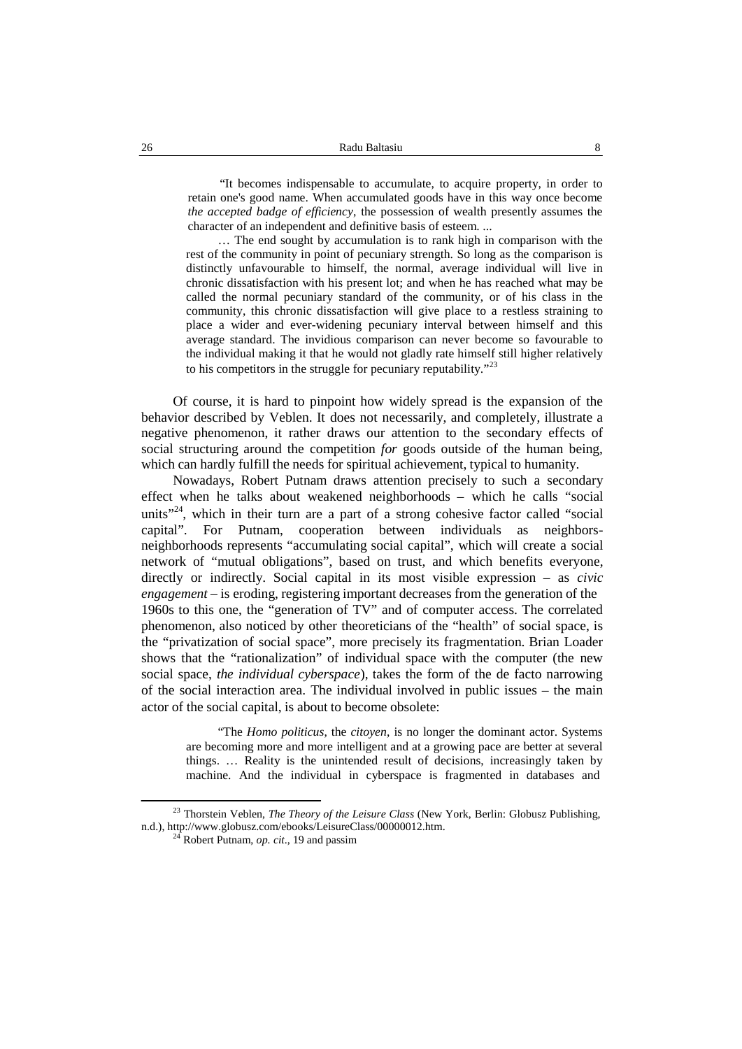> "It becomes indispensable to accumulate, to acquire property, in order to retain one's good name. When accumulated goods have in this way once become *the accepted badge of efficiency*, the possession of wealth presently assumes the character of an independent and definitive basis of esteem. ...
>
> … The end sought by accumulation is to rank high in comparison with the rest of the community in point of pecuniary strength. So long as the comparison is distinctly unfavourable to himself, the normal, average individual will live in chronic dissatisfaction with his present lot; and when he has reached what may be called the normal pecuniary standard of the community, or of his class in the community, this chronic dissatisfaction will give place to a restless straining to place a wider and ever-widening pecuniary interval between himself and this average standard. The invidious comparison can never become so favourable to the individual making it that he would not gladly rate himself still higher relatively to his competitors in the struggle for pecuniary reputability."[23]

Of course, it is hard to pinpoint how widely spread is the expansion of the behavior described by Veblen. It does not necessarily, and completely, illustrate a negative phenomenon, it rather draws our attention to the secondary effects of social structuring around the competition *for* goods outside of the human being, which can hardly fulfill the needs for spiritual achievement, typical to humanity.

Nowadays, Robert Putnam draws attention precisely to such a secondary effect when he talks about weakened neighborhoods – which he calls "social units"[24], which in their turn are a part of a strong cohesive factor called "social capital". For Putnam, cooperation between individuals as neighbors-neighborhoods represents "accumulating social capital", which will create a social network of "mutual obligations", based on trust, and which benefits everyone, directly or indirectly. Social capital in its most visible expression – as *civic engagement* – is eroding, registering important decreases from the generation of the 1960s to this one, the "generation of TV" and of computer access. The correlated phenomenon, also noticed by other theoreticians of the "health" of social space, is the "privatization of social space", more precisely its fragmentation. Brian Loader shows that the "rationalization" of individual space with the computer (the new social space, *the individual cyberspace*), takes the form of the de facto narrowing of the social interaction area. The individual involved in public issues – the main actor of the social capital, is about to become obsolete:

> "The *Homo politicus*, the *citoyen*, is no longer the dominant actor. Systems are becoming more and more intelligent and at a growing pace are better at several things. … Reality is the unintended result of decisions, increasingly taken by machine. And the individual in cyberspace is fragmented in databases and

---

[23] Thorstein Veblen, *The Theory of the Leisure Class* (New York, Berlin: Globusz Publishing, n.d.), http://www.globusz.com/ebooks/LeisureClass/00000012.htm.

[24] Robert Putnam, *op. cit*., 19 and passim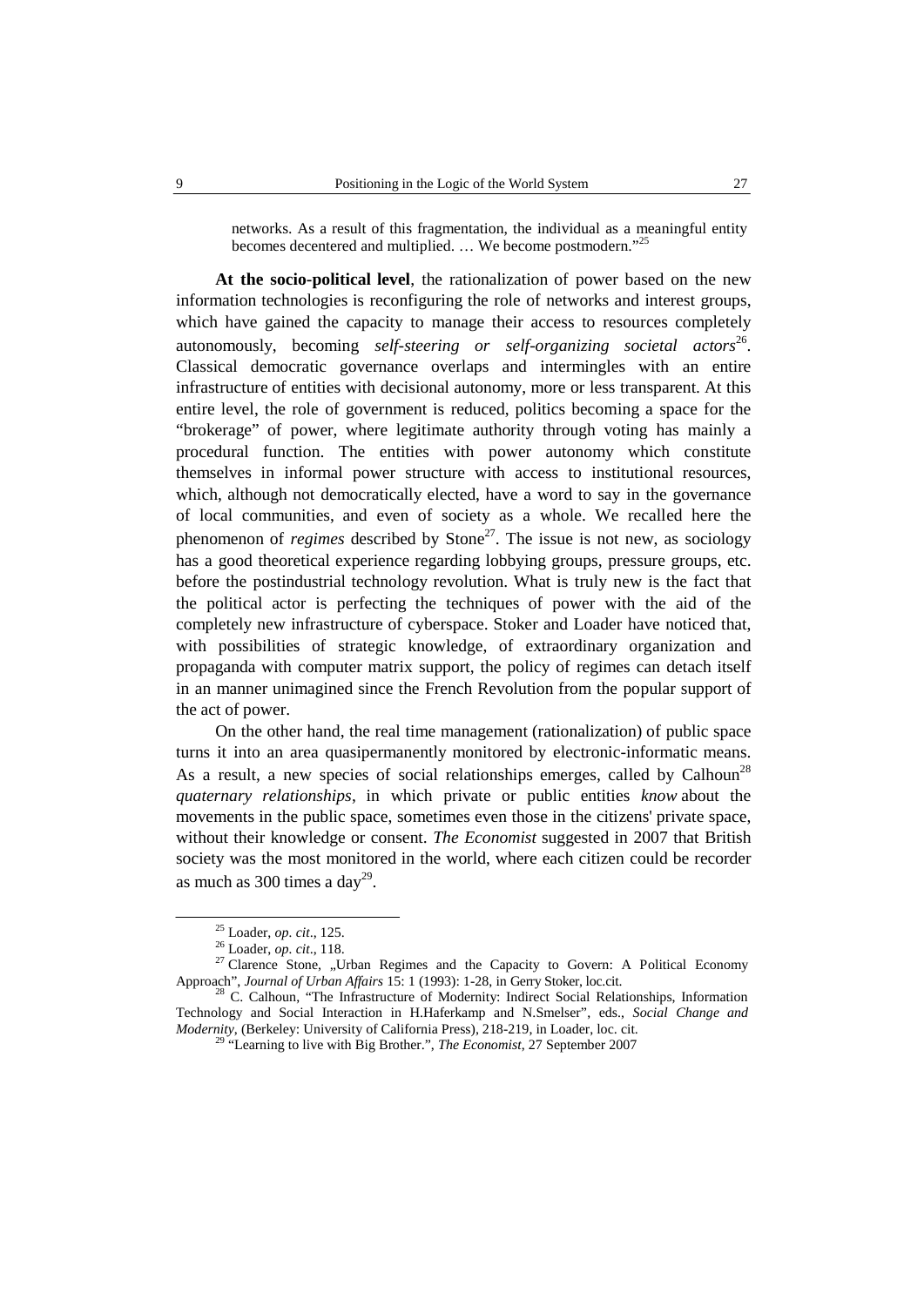> networks. As a result of this fragmentation, the individual as a meaningful entity becomes decentered and multiplied. … We become postmodern."[25]

**At the socio-political level**, the rationalization of power based on the new information technologies is reconfiguring the role of networks and interest groups, which have gained the capacity to manage their access to resources completely autonomously, becoming *self-steering or self-organizing societal actors*[26]. Classical democratic governance overlaps and intermingles with an entire infrastructure of entities with decisional autonomy, more or less transparent. At this entire level, the role of government is reduced, politics becoming a space for the "brokerage" of power, where legitimate authority through voting has mainly a procedural function. The entities with power autonomy which constitute themselves in informal power structure with access to institutional resources, which, although not democratically elected, have a word to say in the governance of local communities, and even of society as a whole. We recalled here the phenomenon of *regimes* described by Stone[27]. The issue is not new, as sociology has a good theoretical experience regarding lobbying groups, pressure groups, etc. before the postindustrial technology revolution. What is truly new is the fact that the political actor is perfecting the techniques of power with the aid of the completely new infrastructure of cyberspace. Stoker and Loader have noticed that, with possibilities of strategic knowledge, of extraordinary organization and propaganda with computer matrix support, the policy of regimes can detach itself in an manner unimagined since the French Revolution from the popular support of the act of power.

On the other hand, the real time management (rationalization) of public space turns it into an area quasipermanently monitored by electronic-informatic means. As a result, a new species of social relationships emerges, called by Calhoun[28] *quaternary relationships*, in which private or public entities *know* about the movements in the public space, sometimes even those in the citizens' private space, without their knowledge or consent. *The Economist* suggested in 2007 that British society was the most monitored in the world, where each citizen could be recorder as much as 300 times a day[29].

---

[25] Loader, *op. cit*., 125.

[26] Loader, *op. cit*., 118.

[27] Clarence Stone, „Urban Regimes and the Capacity to Govern: A Political Economy Approach", *Journal of Urban Affairs* 15: 1 (1993): 1-28, in Gerry Stoker, loc.cit.

[28] C. Calhoun, "The Infrastructure of Modernity: Indirect Social Relationships, Information Technology and Social Interaction in H.Haferkamp and N.Smelser", eds., *Social Change and Modernity*, (Berkeley: University of California Press), 218-219, in Loader, loc. cit.

[29] "Learning to live with Big Brother.", *The Economist*, 27 September 2007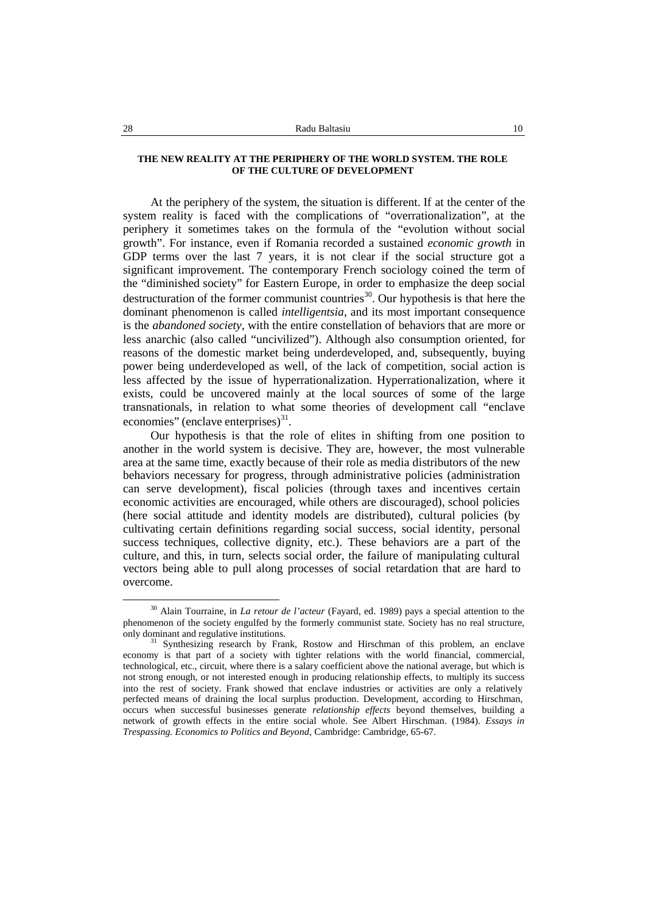### THE NEW REALITY AT THE PERIPHERY OF THE WORLD SYSTEM. THE ROLE OF THE CULTURE OF DEVELOPMENT

At the periphery of the system, the situation is different. If at the center of the system reality is faced with the complications of "overrationalization", at the periphery it sometimes takes on the formula of the "evolution without social growth". For instance, even if Romania recorded a sustained *economic growth* in GDP terms over the last 7 years, it is not clear if the social structure got a significant improvement. The contemporary French sociology coined the term of the "diminished society" for Eastern Europe, in order to emphasize the deep social destructuration of the former communist countries[30]. Our hypothesis is that here the dominant phenomenon is called *intelligentsia*, and its most important consequence is the *abandoned society*, with the entire constellation of behaviors that are more or less anarchic (also called "uncivilized"). Although also consumption oriented, for reasons of the domestic market being underdeveloped, and, subsequently, buying power being underdeveloped as well, of the lack of competition, social action is less affected by the issue of hyperrationalization. Hyperrationalization, where it exists, could be uncovered mainly at the local sources of some of the large transnationals, in relation to what some theories of development call "enclave economies" (enclave enterprises)[31].

Our hypothesis is that the role of elites in shifting from one position to another in the world system is decisive. They are, however, the most vulnerable area at the same time, exactly because of their role as media distributors of the new behaviors necessary for progress, through administrative policies (administration can serve development), fiscal policies (through taxes and incentives certain economic activities are encouraged, while others are discouraged), school policies (here social attitude and identity models are distributed), cultural policies (by cultivating certain definitions regarding social success, social identity, personal success techniques, collective dignity, etc.). These behaviors are a part of the culture, and this, in turn, selects social order, the failure of manipulating cultural vectors being able to pull along processes of social retardation that are hard to overcome.

---

[30] Alain Tourraine, in *La retour de l'acteur* (Fayard, ed. 1989) pays a special attention to the phenomenon of the society engulfed by the formerly communist state. Society has no real structure, only dominant and regulative institutions.

[31] Synthesizing research by Frank, Rostow and Hirschman of this problem, an enclave economy is that part of a society with tighter relations with the world financial, commercial, technological, etc., circuit, where there is a salary coefficient above the national average, but which is not strong enough, or not interested enough in producing relationship effects, to multiply its success into the rest of society. Frank showed that enclave industries or activities are only a relatively perfected means of draining the local surplus production. Development, according to Hirschman, occurs when successful businesses generate *relationship effects* beyond themselves, building a network of growth effects in the entire social whole. See Albert Hirschman. (1984). *Essays in Trespassing. Economics to Politics and Beyond*, Cambridge: Cambridge, 65-67.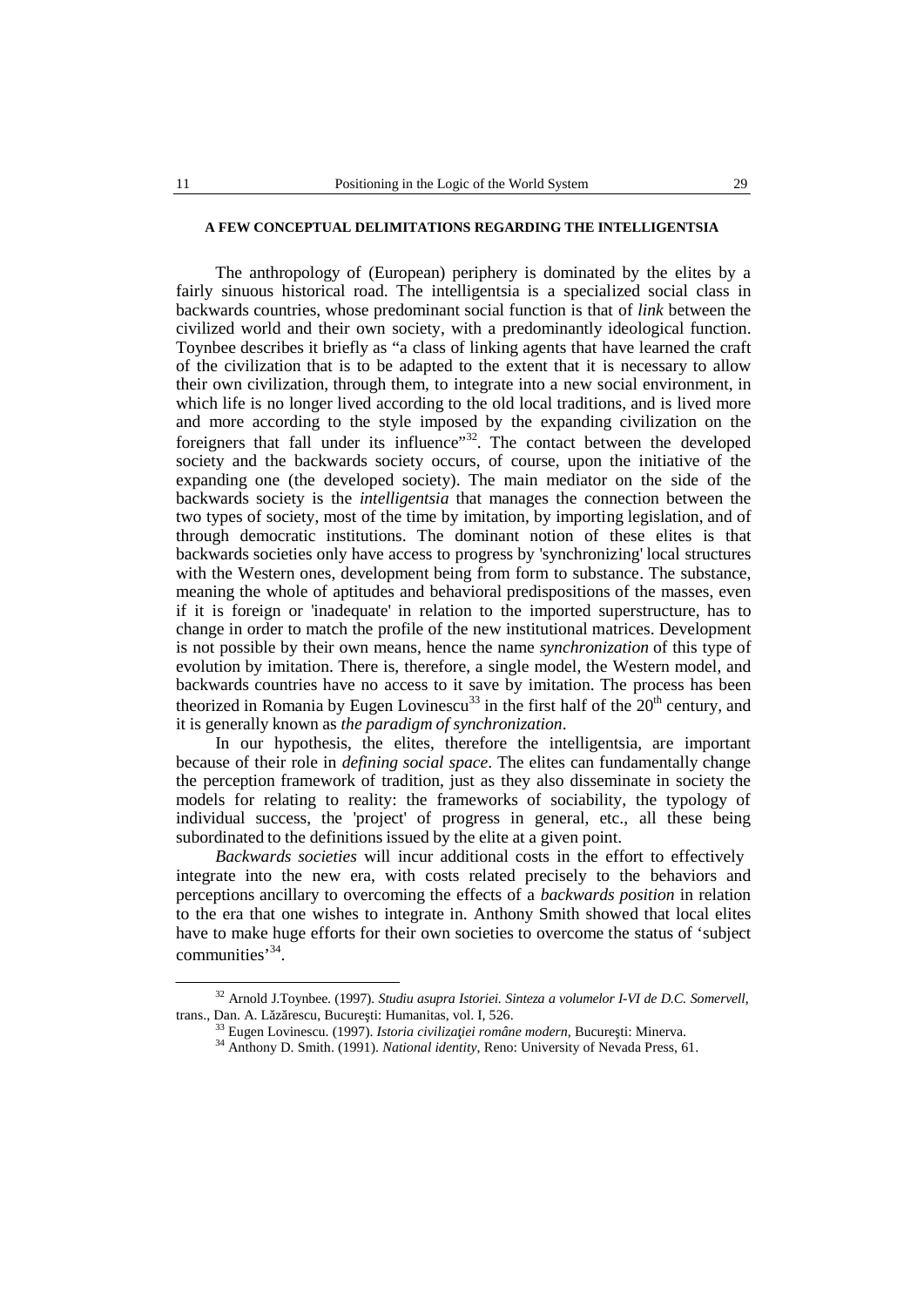#### A FEW CONCEPTUAL DELIMITATIONS REGARDING THE INTELLIGENTSIA

The anthropology of (European) periphery is dominated by the elites by a fairly sinuous historical road. The intelligentsia is a specialized social class in backwards countries, whose predominant social function is that of *link* between the civilized world and their own society, with a predominantly ideological function. Toynbee describes it briefly as "a class of linking agents that have learned the craft of the civilization that is to be adapted to the extent that it is necessary to allow their own civilization, through them, to integrate into a new social environment, in which life is no longer lived according to the old local traditions, and is lived more and more according to the style imposed by the expanding civilization on the foreigners that fall under its influence"[32]. The contact between the developed society and the backwards society occurs, of course, upon the initiative of the expanding one (the developed society). The main mediator on the side of the backwards society is the *intelligentsia* that manages the connection between the two types of society, most of the time by imitation, by importing legislation, and of through democratic institutions. The dominant notion of these elites is that backwards societies only have access to progress by 'synchronizing' local structures with the Western ones, development being from form to substance. The substance, meaning the whole of aptitudes and behavioral predispositions of the masses, even if it is foreign or 'inadequate' in relation to the imported superstructure, has to change in order to match the profile of the new institutional matrices. Development is not possible by their own means, hence the name *synchronization* of this type of evolution by imitation. There is, therefore, a single model, the Western model, and backwards countries have no access to it save by imitation. The process has been theorized in Romania by Eugen Lovinescu[33] in the first half of the 20th century, and it is generally known as *the paradigm of synchronization*.

In our hypothesis, the elites, therefore the intelligentsia, are important because of their role in *defining social space*. The elites can fundamentally change the perception framework of tradition, just as they also disseminate in society the models for relating to reality: the frameworks of sociability, the typology of individual success, the 'project' of progress in general, etc., all these being subordinated to the definitions issued by the elite at a given point.

*Backwards societies* will incur additional costs in the effort to effectively integrate into the new era, with costs related precisely to the behaviors and perceptions ancillary to overcoming the effects of a *backwards position* in relation to the era that one wishes to integrate in. Anthony Smith showed that local elites have to make huge efforts for their own societies to overcome the status of 'subject communities'[34].

---

[32] Arnold J.Toynbee. (1997). *Studiu asupra Istoriei. Sinteza a volumelor I-VI de D.C. Somervell*, trans., Dan. A. Lăzărescu, Bucureşti: Humanitas, vol. I, 526.

[33] Eugen Lovinescu. (1997). *Istoria civilizaţiei române modern*, Bucureşti: Minerva.

[34] Anthony D. Smith. (1991). *National identity*, Reno: University of Nevada Press, 61.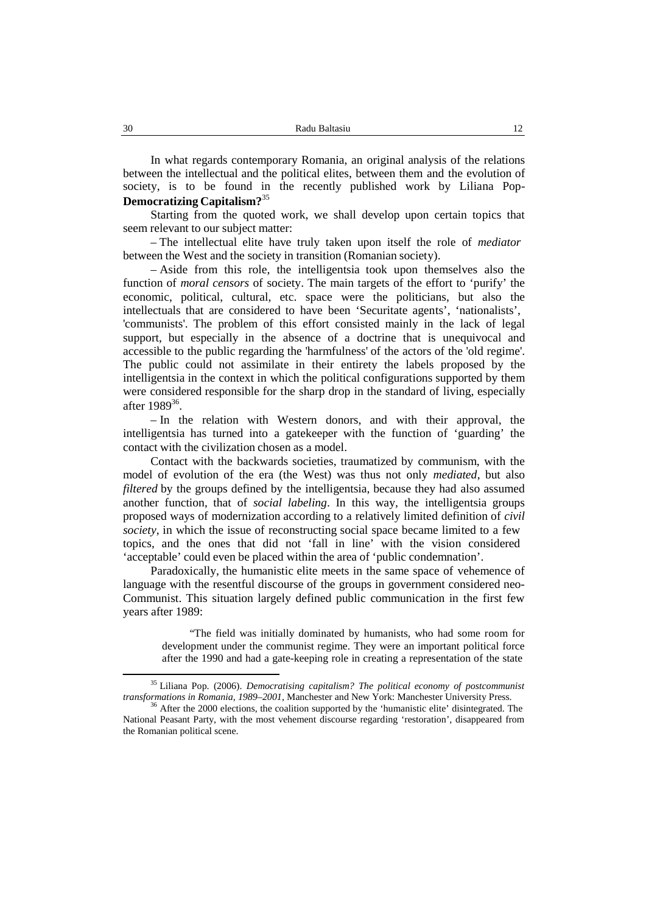In what regards contemporary Romania, an original analysis of the relations between the intellectual and the political elites, between them and the evolution of society, is to be found in the recently published work by Liliana Pop- **Democratizing Capitalism?**[35]

Starting from the quoted work, we shall develop upon certain topics that seem relevant to our subject matter:

– The intellectual elite have truly taken upon itself the role of *mediator* between the West and the society in transition (Romanian society).

– Aside from this role, the intelligentsia took upon themselves also the function of *moral censors* of society. The main targets of the effort to 'purify' the economic, political, cultural, etc. space were the politicians, but also the intellectuals that are considered to have been 'Securitate agents', 'nationalists', 'communists'. The problem of this effort consisted mainly in the lack of legal support, but especially in the absence of a doctrine that is unequivocal and accessible to the public regarding the 'harmfulness' of the actors of the 'old regime'. The public could not assimilate in their entirety the labels proposed by the intelligentsia in the context in which the political configurations supported by them were considered responsible for the sharp drop in the standard of living, especially after 1989[36].

– In the relation with Western donors, and with their approval, the intelligentsia has turned into a gatekeeper with the function of 'guarding' the contact with the civilization chosen as a model.

Contact with the backwards societies, traumatized by communism, with the model of evolution of the era (the West) was thus not only *mediated*, but also *filtered* by the groups defined by the intelligentsia, because they had also assumed another function, that of *social labeling*. In this way, the intelligentsia groups proposed ways of modernization according to a relatively limited definition of *civil society*, in which the issue of reconstructing social space became limited to a few topics, and the ones that did not 'fall in line' with the vision considered 'acceptable' could even be placed within the area of 'public condemnation'.

Paradoxically, the humanistic elite meets in the same space of vehemence of language with the resentful discourse of the groups in government considered neo-Communist. This situation largely defined public communication in the first few years after 1989:

> "The field was initially dominated by humanists, who had some room for development under the communist regime. They were an important political force after the 1990 and had a gate-keeping role in creating a representation of the state

---

[35] Liliana Pop. (2006). *Democratising capitalism? The political economy of postcommunist transformations in Romania, 1989–2001*, Manchester and New York: Manchester University Press.

[36] After the 2000 elections, the coalition supported by the 'humanistic elite' disintegrated. The National Peasant Party, with the most vehement discourse regarding 'restoration', disappeared from the Romanian political scene.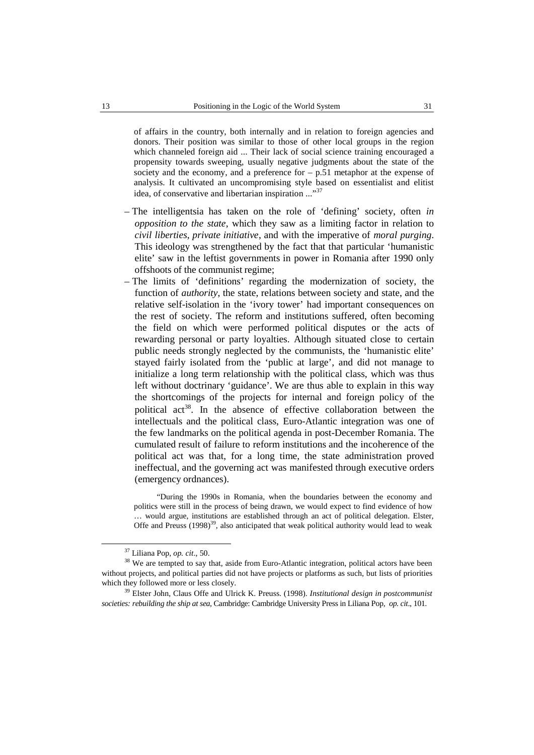of affairs in the country, both internally and in relation to foreign agencies and donors. Their position was similar to those of other local groups in the region which channeled foreign aid ... Their lack of social science training encouraged a propensity towards sweeping, usually negative judgments about the state of the society and the economy, and a preference for – p.51 metaphor at the expense of analysis. It cultivated an uncompromising style based on essentialist and elitist idea, of conservative and libertarian inspiration ..."[37]

– The intelligentsia has taken on the role of 'defining' society, often *in opposition to the state*, which they saw as a limiting factor in relation to *civil liberties*, *private initiative*, and with the imperative of *moral purging*. This ideology was strengthened by the fact that that particular 'humanistic elite' saw in the leftist governments in power in Romania after 1990 only offshoots of the communist regime;

– The limits of 'definitions' regarding the modernization of society, the function of *authority*, the state, relations between society and state, and the relative self-isolation in the 'ivory tower' had important consequences on the rest of society. The reform and institutions suffered, often becoming the field on which were performed political disputes or the acts of rewarding personal or party loyalties. Although situated close to certain public needs strongly neglected by the communists, the 'humanistic elite' stayed fairly isolated from the 'public at large', and did not manage to initialize a long term relationship with the political class, which was thus left without doctrinary 'guidance'. We are thus able to explain in this way the shortcomings of the projects for internal and foreign policy of the political act[38]. In the absence of effective collaboration between the intellectuals and the political class, Euro-Atlantic integration was one of the few landmarks on the political agenda in post-December Romania. The cumulated result of failure to reform institutions and the incoherence of the political act was that, for a long time, the state administration proved ineffectual, and the governing act was manifested through executive orders (emergency ordnances).

"During the 1990s in Romania, when the boundaries between the economy and politics were still in the process of being drawn, we would expect to find evidence of how … would argue, institutions are established through an act of political delegation. Elster, Offe and Preuss (1998)[39], also anticipated that weak political authority would lead to weak

---

[37] Liliana Pop, *op. cit*., 50.

[38] We are tempted to say that, aside from Euro-Atlantic integration, political actors have been without projects, and political parties did not have projects or platforms as such, but lists of priorities which they followed more or less closely.

[39] Elster John, Claus Offe and Ulrick K. Preuss. (1998). *Institutional design in postcommunist societies: rebuilding the ship at sea*, Cambridge: Cambridge University Press in Liliana Pop, *op. cit*., 101.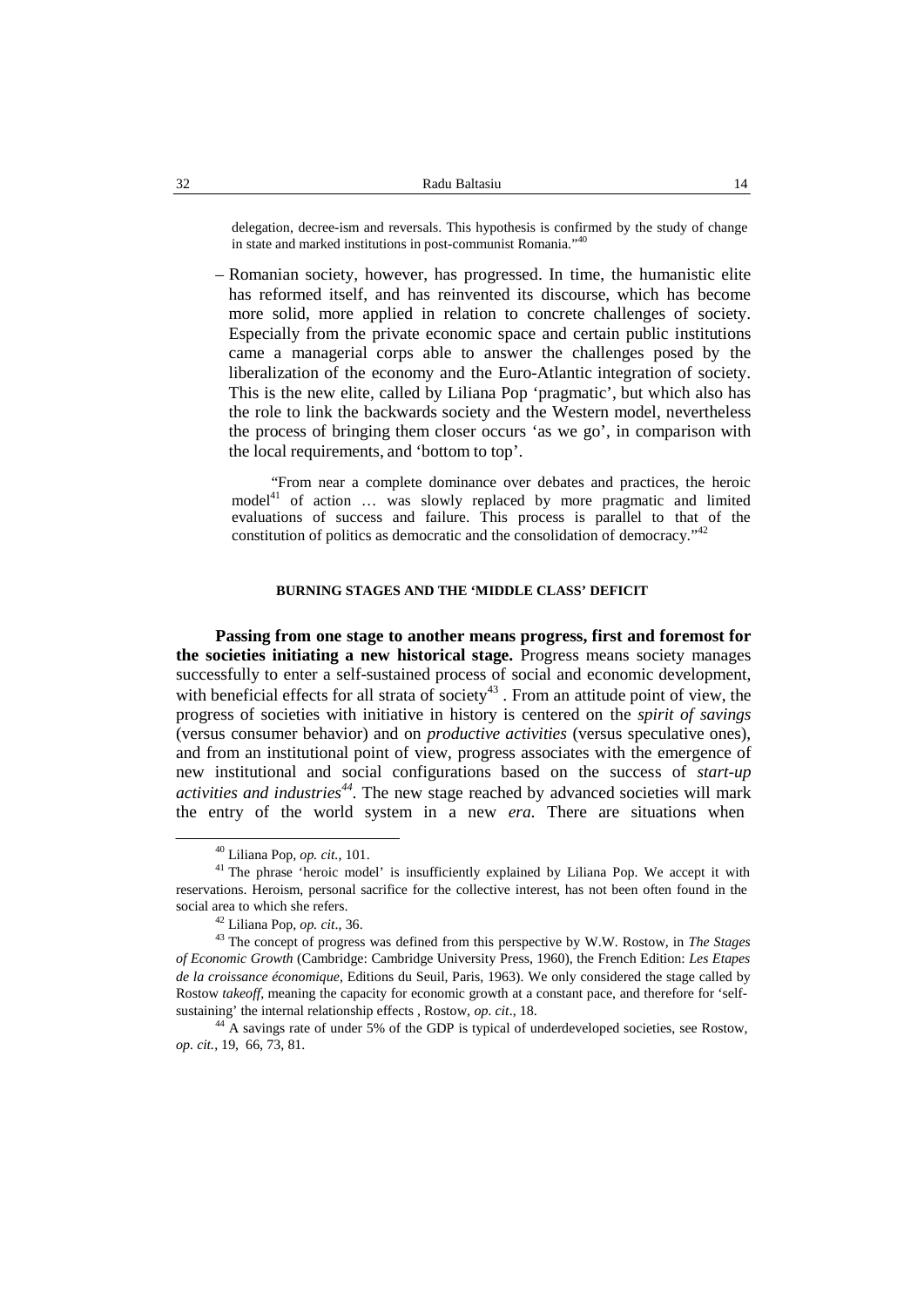> delegation, decree-ism and reversals. This hypothesis is confirmed by the study of change in state and marked institutions in post-communist Romania."[40]

– Romanian society, however, has progressed. In time, the humanistic elite has reformed itself, and has reinvented its discourse, which has become more solid, more applied in relation to concrete challenges of society. Especially from the private economic space and certain public institutions came a managerial corps able to answer the challenges posed by the liberalization of the economy and the Euro-Atlantic integration of society. This is the new elite, called by Liliana Pop 'pragmatic', but which also has the role to link the backwards society and the Western model, nevertheless the process of bringing them closer occurs 'as we go', in comparison with the local requirements, and 'bottom to top'.

> "From near a complete dominance over debates and practices, the heroic model[41] of action … was slowly replaced by more pragmatic and limited evaluations of success and failure. This process is parallel to that of the constitution of politics as democratic and the consolidation of democracy."[42]

## BURNING STAGES AND THE 'MIDDLE CLASS' DEFICIT

**Passing from one stage to another means progress, first and foremost for the societies initiating a new historical stage.** Progress means society manages successfully to enter a self-sustained process of social and economic development, with beneficial effects for all strata of society[43]. From an attitude point of view, the progress of societies with initiative in history is centered on the *spirit of savings* (versus consumer behavior) and on *productive activities* (versus speculative ones), and from an institutional point of view, progress associates with the emergence of new institutional and social configurations based on the success of *start-up activities and industries*[44]. The new stage reached by advanced societies will mark the entry of the world system in a new *era*. There are situations when

---

[40] Liliana Pop, *op. cit.*, 101.

[41] The phrase 'heroic model' is insufficiently explained by Liliana Pop. We accept it with reservations. Heroism, personal sacrifice for the collective interest, has not been often found in the social area to which she refers.

[42] Liliana Pop, *op. cit*., 36.

[43] The concept of progress was defined from this perspective by W.W. Rostow, in *The Stages of Economic Growth* (Cambridge: Cambridge University Press, 1960), the French Edition: *Les Etapes de la croissance économique*, Editions du Seuil, Paris, 1963). We only considered the stage called by Rostow *takeoff*, meaning the capacity for economic growth at a constant pace, and therefore for 'self-sustaining' the internal relationship effects , Rostow, *op. cit*., 18.

[44] A savings rate of under 5% of the GDP is typical of underdeveloped societies, see Rostow, *op. cit.*, 19, 66, 73, 81.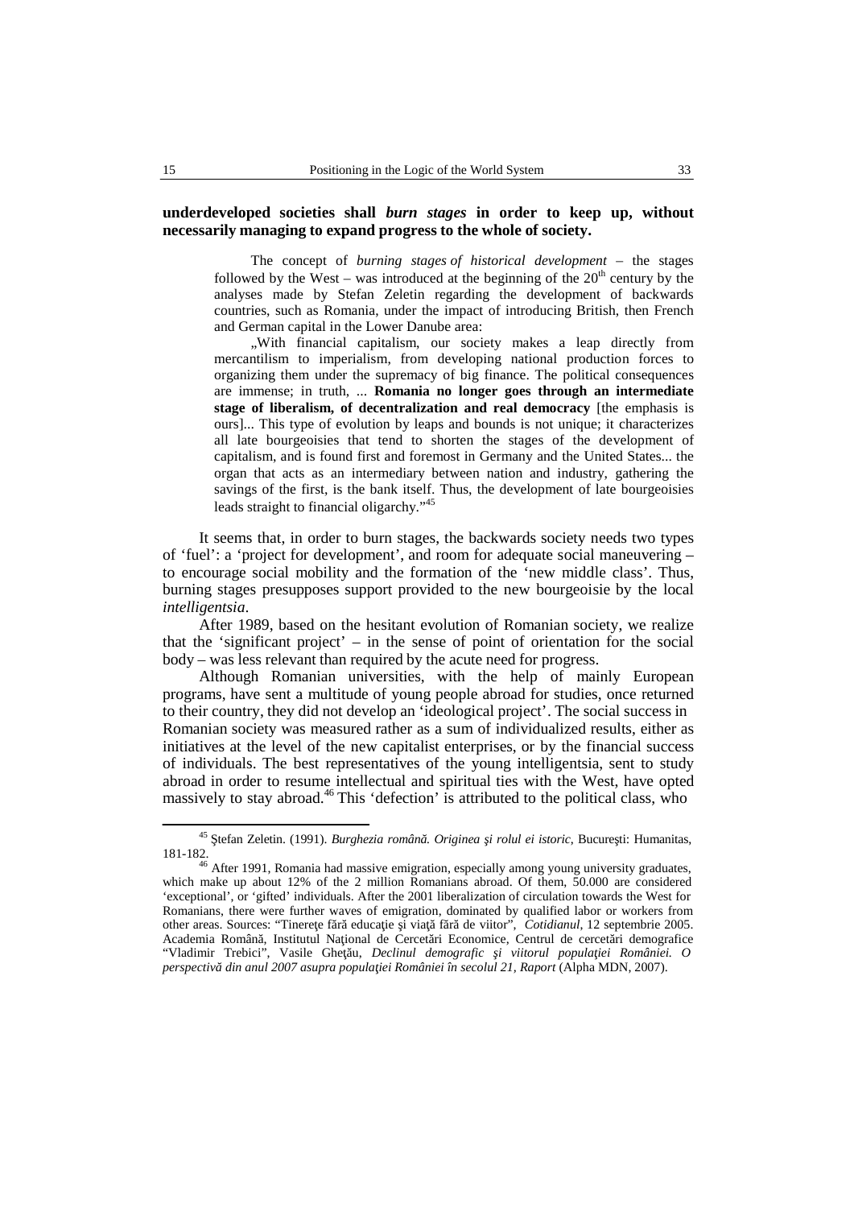**underdeveloped societies shall *burn stages* in order to keep up, without necessarily managing to expand progress to the whole of society.**

> The concept of *burning stages of historical development* – the stages followed by the West – was introduced at the beginning of the 20th century by the analyses made by Stefan Zeletin regarding the development of backwards countries, such as Romania, under the impact of introducing British, then French and German capital in the Lower Danube area:
>
> „With financial capitalism, our society makes a leap directly from mercantilism to imperialism, from developing national production forces to organizing them under the supremacy of big finance. The political consequences are immense; in truth, ... **Romania no longer goes through an intermediate stage of liberalism, of decentralization and real democracy** [the emphasis is ours]... This type of evolution by leaps and bounds is not unique; it characterizes all late bourgeoisies that tend to shorten the stages of the development of capitalism, and is found first and foremost in Germany and the United States... the organ that acts as an intermediary between nation and industry, gathering the savings of the first, is the bank itself. Thus, the development of late bourgeoisies leads straight to financial oligarchy."[45]

It seems that, in order to burn stages, the backwards society needs two types of 'fuel': a 'project for development', and room for adequate social maneuvering – to encourage social mobility and the formation of the 'new middle class'. Thus, burning stages presupposes support provided to the new bourgeoisie by the local *intelligentsia*.

After 1989, based on the hesitant evolution of Romanian society, we realize that the 'significant project' – in the sense of point of orientation for the social body – was less relevant than required by the acute need for progress.

Although Romanian universities, with the help of mainly European programs, have sent a multitude of young people abroad for studies, once returned to their country, they did not develop an 'ideological project'. The social success in Romanian society was measured rather as a sum of individualized results, either as initiatives at the level of the new capitalist enterprises, or by the financial success of individuals. The best representatives of the young intelligentsia, sent to study abroad in order to resume intellectual and spiritual ties with the West, have opted massively to stay abroad.[46] This 'defection' is attributed to the political class, who

---

[45] Ştefan Zeletin. (1991). *Burghezia română. Originea şi rolul ei istoric*, Bucureşti: Humanitas, 181-182.

[46] After 1991, Romania had massive emigration, especially among young university graduates, which make up about 12% of the 2 million Romanians abroad. Of them, 50.000 are considered 'exceptional', or 'gifted' individuals. After the 2001 liberalization of circulation towards the West for Romanians, there were further waves of emigration, dominated by qualified labor or workers from other areas. Sources: "Tinereţe fără educaţie şi viaţă fără de viitor", *Cotidianul*, 12 septembrie 2005. Academia Română, Institutul Naţional de Cercetări Economice, Centrul de cercetări demografice "Vladimir Trebici", Vasile Gheţău, *Declinul demografic şi viitorul populaţiei României. O perspectivă din anul 2007 asupra populaţiei României în secolul 21, Raport* (Alpha MDN, 2007).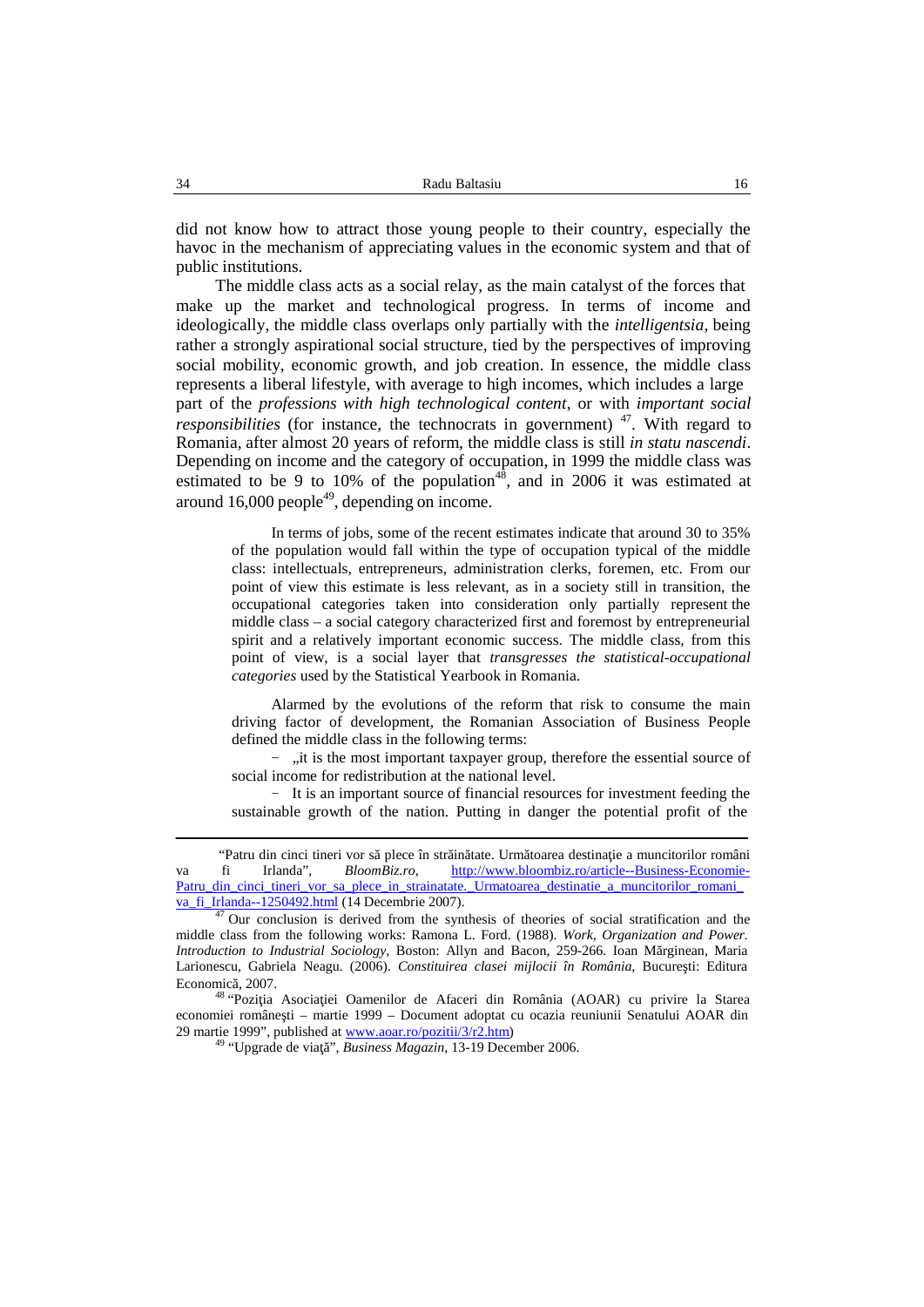did not know how to attract those young people to their country, especially the havoc in the mechanism of appreciating values in the economic system and that of public institutions.

The middle class acts as a social relay, as the main catalyst of the forces that make up the market and technological progress. In terms of income and ideologically, the middle class overlaps only partially with the *intelligentsia*, being rather a strongly aspirational social structure, tied by the perspectives of improving social mobility, economic growth, and job creation. In essence, the middle class represents a liberal lifestyle, with average to high incomes, which includes a large part of the *professions with high technological content*, or with *important social responsibilities* (for instance, the technocrats in government) [47]. With regard to Romania, after almost 20 years of reform, the middle class is still *in statu nascendi*. Depending on income and the category of occupation, in 1999 the middle class was estimated to be 9 to 10% of the population[48], and in 2006 it was estimated at around 16,000 people[49], depending on income.

> In terms of jobs, some of the recent estimates indicate that around 30 to 35% of the population would fall within the type of occupation typical of the middle class: intellectuals, entrepreneurs, administration clerks, foremen, etc. From our point of view this estimate is less relevant, as in a society still in transition, the occupational categories taken into consideration only partially represent the middle class – a social category characterized first and foremost by entrepreneurial spirit and a relatively important economic success. The middle class, from this point of view, is a social layer that *transgresses the statistical-occupational categories* used by the Statistical Yearbook in Romania.
>
> Alarmed by the evolutions of the reform that risk to consume the main driving factor of development, the Romanian Association of Business People defined the middle class in the following terms:
>
> – „it is the most important taxpayer group, therefore the essential source of social income for redistribution at the national level.
>
> – It is an important source of financial resources for investment feeding the sustainable growth of the nation. Putting in danger the potential profit of the

---

"Patru din cinci tineri vor să plece în străinătate. Următoarea destinaţie a muncitorilor români va fi Irlanda", *BloomBiz.ro*, http://www.bloombiz.ro/article--Business-Economie-Patru_din_cinci_tineri_vor_sa_plece_in_strainatate._Urmatoarea_destinatie_a_muncitorilor_romani_va_fi_Irlanda--1250492.html (14 Decembrie 2007).

[47] Our conclusion is derived from the synthesis of theories of social stratification and the middle class from the following works: Ramona L. Ford. (1988). *Work, Organization and Power. Introduction to Industrial Sociology*, Boston: Allyn and Bacon, 259-266. Ioan Mărginean, Maria Larionescu, Gabriela Neagu. (2006). *Constituirea clasei mijlocii în România*, Bucureşti: Editura Economică, 2007.

[48] "Poziţia Asociaţiei Oamenilor de Afaceri din România (AOAR) cu privire la Starea economiei româneşti – martie 1999 – Document adoptat cu ocazia reuniunii Senatului AOAR din 29 martie 1999", published at www.aoar.ro/pozitii/3/r2.htm)

[49] "Upgrade de viaţă", *Business Magazin*, 13-19 December 2006.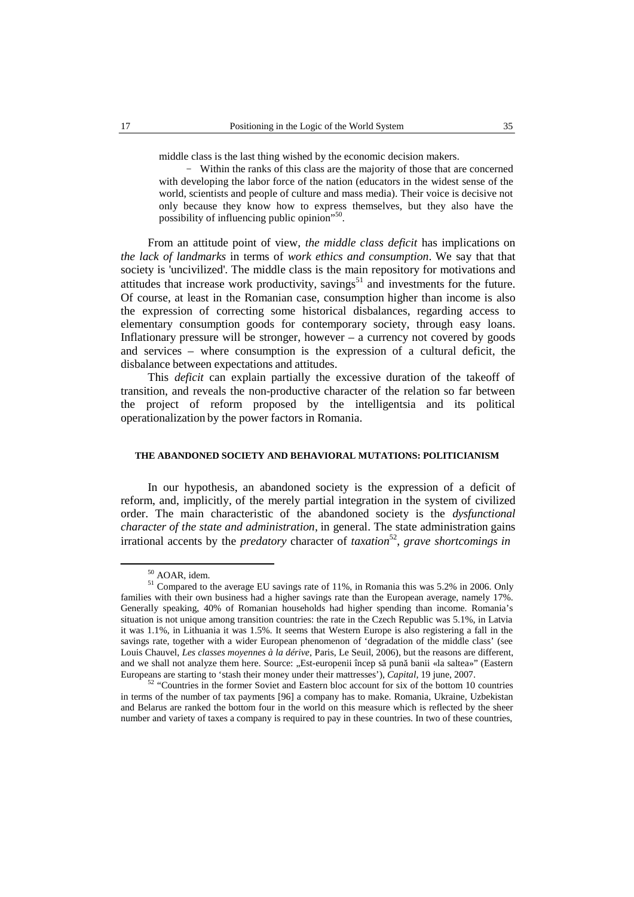middle class is the last thing wished by the economic decision makers.

– Within the ranks of this class are the majority of those that are concerned with developing the labor force of the nation (educators in the widest sense of the world, scientists and people of culture and mass media). Their voice is decisive not only because they know how to express themselves, but they also have the possibility of influencing public opinion"[50].

From an attitude point of view, *the middle class deficit* has implications on *the lack of landmarks* in terms of *work ethics and consumption*. We say that that society is 'uncivilized'. The middle class is the main repository for motivations and attitudes that increase work productivity, savings[51] and investments for the future. Of course, at least in the Romanian case, consumption higher than income is also the expression of correcting some historical disbalances, regarding access to elementary consumption goods for contemporary society, through easy loans. Inflationary pressure will be stronger, however – a currency not covered by goods and services – where consumption is the expression of a cultural deficit, the disbalance between expectations and attitudes.

This *deficit* can explain partially the excessive duration of the takeoff of transition, and reveals the non-productive character of the relation so far between the project of reform proposed by the intelligentsia and its political operationalization by the power factors in Romania.

## THE ABANDONED SOCIETY AND BEHAVIORAL MUTATIONS: POLITICIANISM

In our hypothesis, an abandoned society is the expression of a deficit of reform, and, implicitly, of the merely partial integration in the system of civilized order. The main characteristic of the abandoned society is the *dysfunctional character of the state and administration*, in general. The state administration gains irrational accents by the *predatory* character of *taxation*[52], *grave shortcomings in*

---

[50] AOAR, idem.

[51] Compared to the average EU savings rate of 11%, in Romania this was 5.2% in 2006. Only families with their own business had a higher savings rate than the European average, namely 17%. Generally speaking, 40% of Romanian households had higher spending than income. Romania's situation is not unique among transition countries: the rate in the Czech Republic was 5.1%, in Latvia it was 1.1%, in Lithuania it was 1.5%. It seems that Western Europe is also registering a fall in the savings rate, together with a wider European phenomenon of 'degradation of the middle class' (see Louis Chauvel, *Les classes moyennes à la dérive*, Paris, Le Seuil, 2006), but the reasons are different, and we shall not analyze them here. Source: „Est-europenii încep să pună banii «la saltea»" (Eastern Europeans are starting to 'stash their money under their mattresses'), *Capital*, 19 june, 2007.

[52] "Countries in the former Soviet and Eastern bloc account for six of the bottom 10 countries in terms of the number of tax payments [96] a company has to make. Romania, Ukraine, Uzbekistan and Belarus are ranked the bottom four in the world on this measure which is reflected by the sheer number and variety of taxes a company is required to pay in these countries. In two of these countries,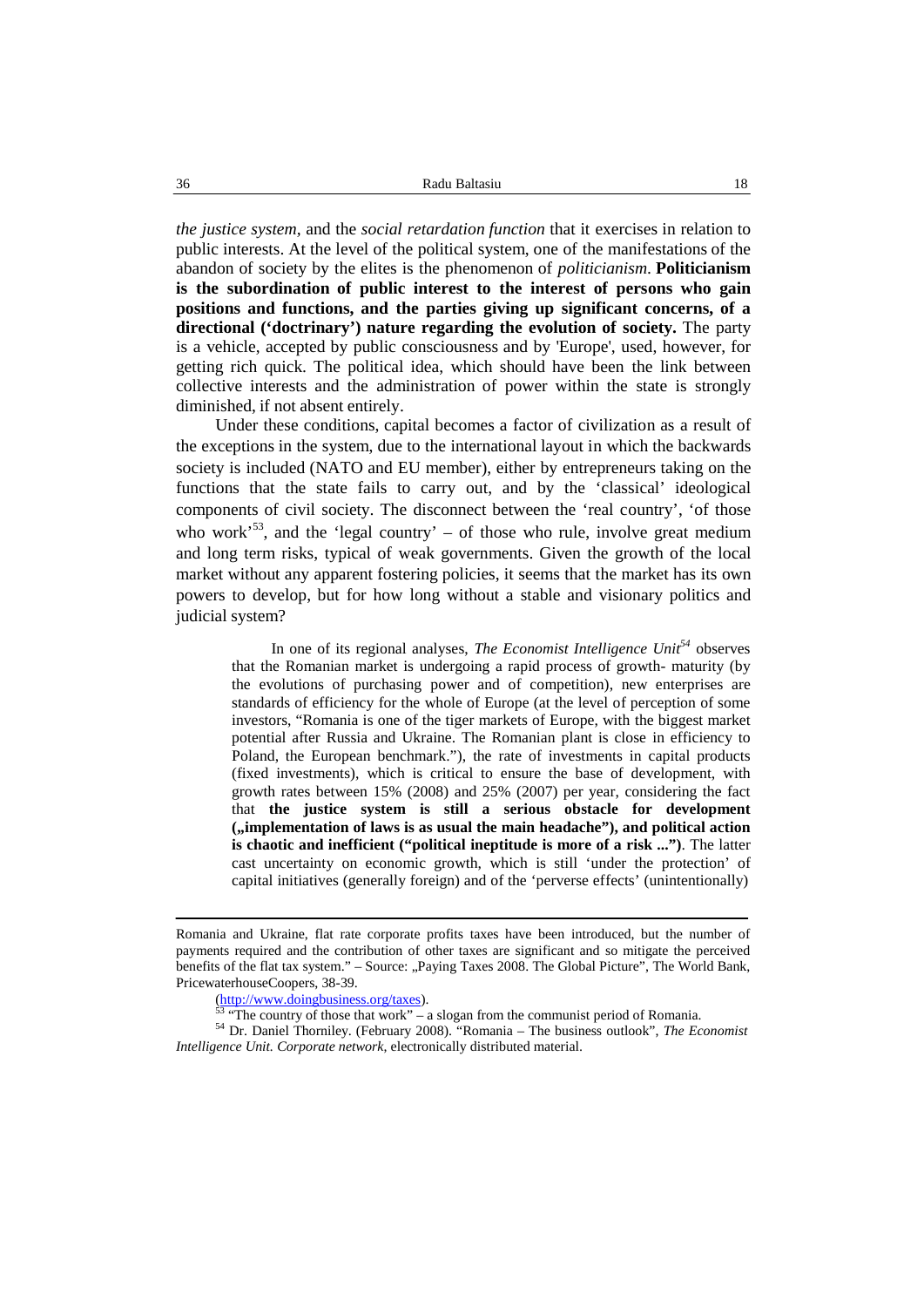*the justice system,* and the *social retardation function* that it exercises in relation to public interests. At the level of the political system, one of the manifestations of the abandon of society by the elites is the phenomenon of *politicianism*. **Politicianism is the subordination of public interest to the interest of persons who gain positions and functions, and the parties giving up significant concerns, of a directional ('doctrinary') nature regarding the evolution of society.** The party is a vehicle, accepted by public consciousness and by 'Europe', used, however, for getting rich quick. The political idea, which should have been the link between collective interests and the administration of power within the state is strongly diminished, if not absent entirely.

Under these conditions, capital becomes a factor of civilization as a result of the exceptions in the system, due to the international layout in which the backwards society is included (NATO and EU member), either by entrepreneurs taking on the functions that the state fails to carry out, and by the 'classical' ideological components of civil society. The disconnect between the 'real country', 'of those who work'[53], and the 'legal country' – of those who rule, involve great medium and long term risks, typical of weak governments. Given the growth of the local market without any apparent fostering policies, it seems that the market has its own powers to develop, but for how long without a stable and visionary politics and judicial system?

> In one of its regional analyses, *The Economist Intelligence Unit*[54] observes that the Romanian market is undergoing a rapid process of growth- maturity (by the evolutions of purchasing power and of competition), new enterprises are standards of efficiency for the whole of Europe (at the level of perception of some investors, "Romania is one of the tiger markets of Europe, with the biggest market potential after Russia and Ukraine. The Romanian plant is close in efficiency to Poland, the European benchmark."), the rate of investments in capital products (fixed investments), which is critical to ensure the base of development, with growth rates between 15% (2008) and 25% (2007) per year, considering the fact that **the justice system is still a serious obstacle for development („implementation of laws is as usual the main headache"), and political action is chaotic and inefficient ("political ineptitude is more of a risk ...")**. The latter cast uncertainty on economic growth, which is still 'under the protection' of capital initiatives (generally foreign) and of the 'perverse effects' (unintentionally)

---

Romania and Ukraine, flat rate corporate profits taxes have been introduced, but the number of payments required and the contribution of other taxes are significant and so mitigate the perceived benefits of the flat tax system." – Source: „Paying Taxes 2008. The Global Picture", The World Bank, PricewaterhouseCoopers, 38-39.

(http://www.doingbusiness.org/taxes).

[53] "The country of those that work" – a slogan from the communist period of Romania.

[54] Dr. Daniel Thorniley. (February 2008). "Romania – The business outlook", *The Economist Intelligence Unit. Corporate network*, electronically distributed material.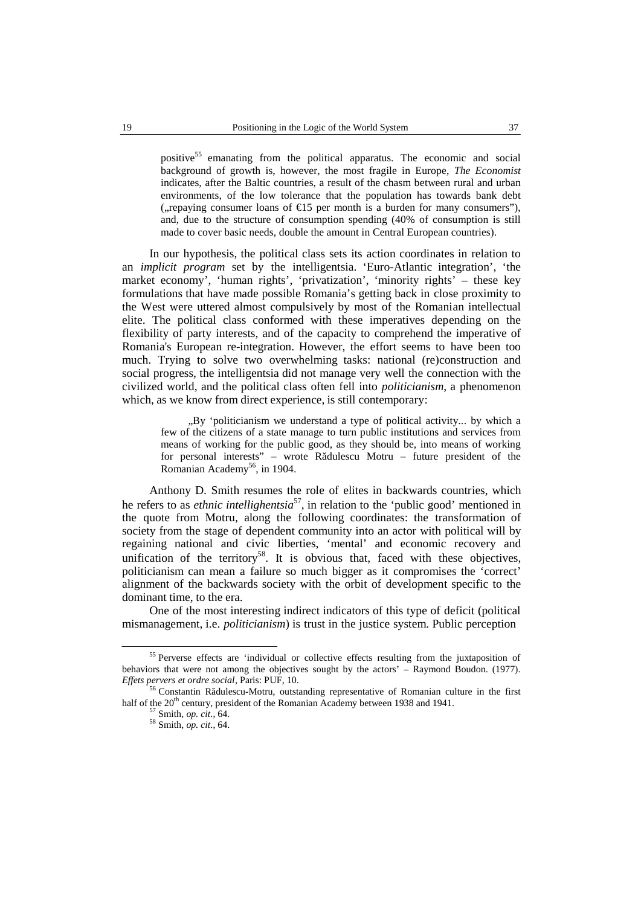positive[55] emanating from the political apparatus. The economic and social background of growth is, however, the most fragile in Europe, *The Economist* indicates, after the Baltic countries, a result of the chasm between rural and urban environments, of the low tolerance that the population has towards bank debt („repaying consumer loans of €15 per month is a burden for many consumers"), and, due to the structure of consumption spending (40% of consumption is still made to cover basic needs, double the amount in Central European countries).

In our hypothesis, the political class sets its action coordinates in relation to an *implicit program* set by the intelligentsia. 'Euro-Atlantic integration', 'the market economy', 'human rights', 'privatization', 'minority rights' – these key formulations that have made possible Romania's getting back in close proximity to the West were uttered almost compulsively by most of the Romanian intellectual elite. The political class conformed with these imperatives depending on the flexibility of party interests, and of the capacity to comprehend the imperative of Romania's European re-integration. However, the effort seems to have been too much. Trying to solve two overwhelming tasks: national (re)construction and social progress, the intelligentsia did not manage very well the connection with the civilized world, and the political class often fell into *politicianism*, a phenomenon which, as we know from direct experience, is still contemporary:

> „By 'politicianism we understand a type of political activity... by which a few of the citizens of a state manage to turn public institutions and services from means of working for the public good, as they should be, into means of working for personal interests" – wrote Rădulescu Motru – future president of the Romanian Academy[56], in 1904.

Anthony D. Smith resumes the role of elites in backwards countries, which he refers to as *ethnic intellighentsia*[57], in relation to the 'public good' mentioned in the quote from Motru, along the following coordinates: the transformation of society from the stage of dependent community into an actor with political will by regaining national and civic liberties, 'mental' and economic recovery and unification of the territory[58]. It is obvious that, faced with these objectives, politicianism can mean a failure so much bigger as it compromises the 'correct' alignment of the backwards society with the orbit of development specific to the dominant time, to the era.

One of the most interesting indirect indicators of this type of deficit (political mismanagement, i.e. *politicianism*) is trust in the justice system. Public perception

---

[55] Perverse effects are 'individual or collective effects resulting from the juxtaposition of behaviors that were not among the objectives sought by the actors' – Raymond Boudon. (1977). *Effets pervers et ordre social*, Paris: PUF, 10.

[56] Constantin Rădulescu-Motru, outstanding representative of Romanian culture in the first half of the 20th century, president of the Romanian Academy between 1938 and 1941.

[57] Smith, *op. cit*., 64.

[58] Smith, *op. cit*., 64.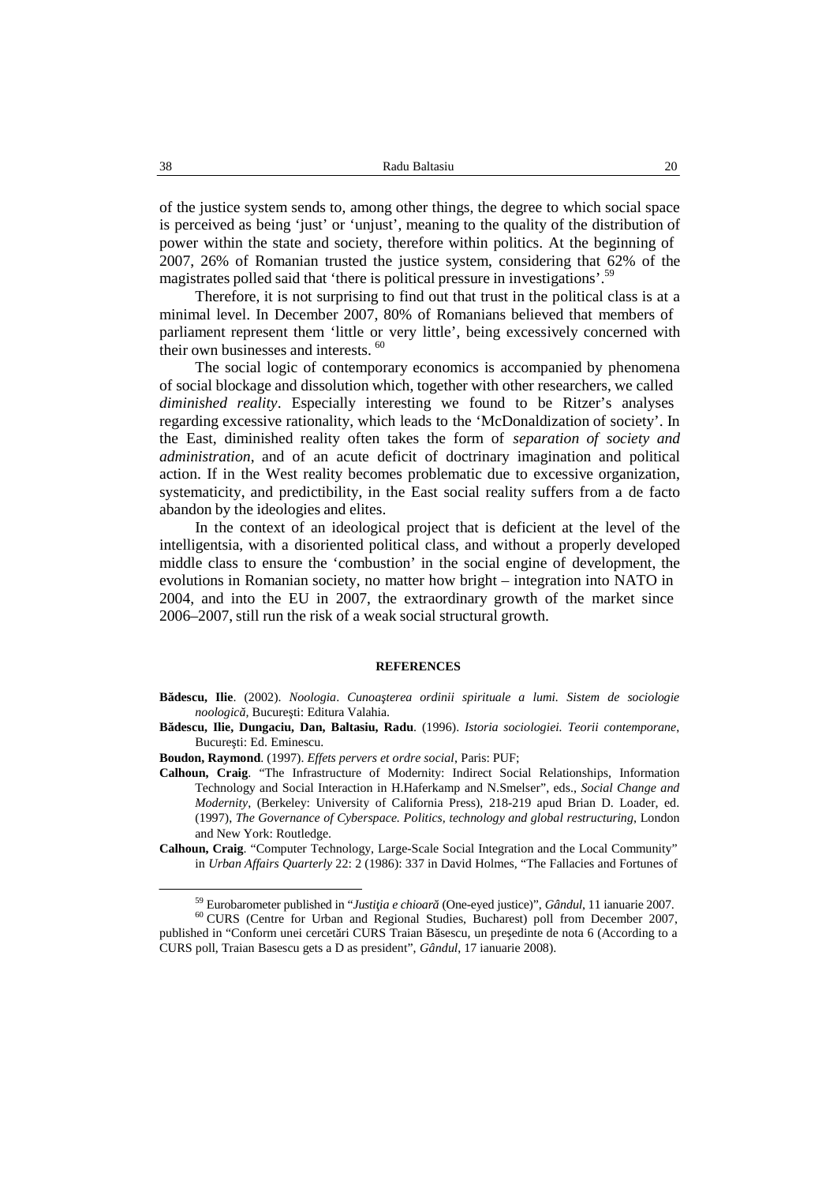of the justice system sends to, among other things, the degree to which social space is perceived as being 'just' or 'unjust', meaning to the quality of the distribution of power within the state and society, therefore within politics. At the beginning of 2007, 26% of Romanian trusted the justice system, considering that 62% of the magistrates polled said that 'there is political pressure in investigations'.[59]

Therefore, it is not surprising to find out that trust in the political class is at a minimal level. In December 2007, 80% of Romanians believed that members of parliament represent them 'little or very little', being excessively concerned with their own businesses and interests. [60]

The social logic of contemporary economics is accompanied by phenomena of social blockage and dissolution which, together with other researchers, we called *diminished reality*. Especially interesting we found to be Ritzer's analyses regarding excessive rationality, which leads to the 'McDonaldization of society'. In the East, diminished reality often takes the form of *separation of society and administration*, and of an acute deficit of doctrinary imagination and political action. If in the West reality becomes problematic due to excessive organization, systematicity, and predictibility, in the East social reality suffers from a de facto abandon by the ideologies and elites.

In the context of an ideological project that is deficient at the level of the intelligentsia, with a disoriented political class, and without a properly developed middle class to ensure the 'combustion' in the social engine of development, the evolutions in Romanian society, no matter how bright – integration into NATO in 2004, and into the EU in 2007, the extraordinary growth of the market since 2006–2007, still run the risk of a weak social structural growth.

## REFERENCES

**Bădescu, Ilie**. (2002). *Noologia*. *Cunoaşterea ordinii spirituale a lumi. Sistem de sociologie noologică*, Bucureşti: Editura Valahia.

**Bădescu, Ilie, Dungaciu, Dan, Baltasiu, Radu**. (1996). *Istoria sociologiei. Teorii contemporane*, Bucureşti: Ed. Eminescu.

**Boudon, Raymond**. (1997). *Effets pervers et ordre social*, Paris: PUF;

**Calhoun, Craig**. "The Infrastructure of Modernity: Indirect Social Relationships, Information Technology and Social Interaction in H.Haferkamp and N.Smelser", eds., *Social Change and Modernity*, (Berkeley: University of California Press), 218-219 apud Brian D. Loader, ed. (1997), *The Governance of Cyberspace. Politics, technology and global restructuring*, London and New York: Routledge.

**Calhoun, Craig**. "Computer Technology, Large-Scale Social Integration and the Local Community" in *Urban Affairs Quarterly* 22: 2 (1986): 337 in David Holmes, "The Fallacies and Fortunes of

---

[59] Eurobarometer published in "*Justiţia e chioară* (One-eyed justice)", *Gândul*, 11 ianuarie 2007.

[60] CURS (Centre for Urban and Regional Studies, Bucharest) poll from December 2007, published in "Conform unei cercetări CURS Traian Băsescu, un preşedinte de nota 6 (According to a CURS poll, Traian Basescu gets a D as president", *Gândul*, 17 ianuarie 2008).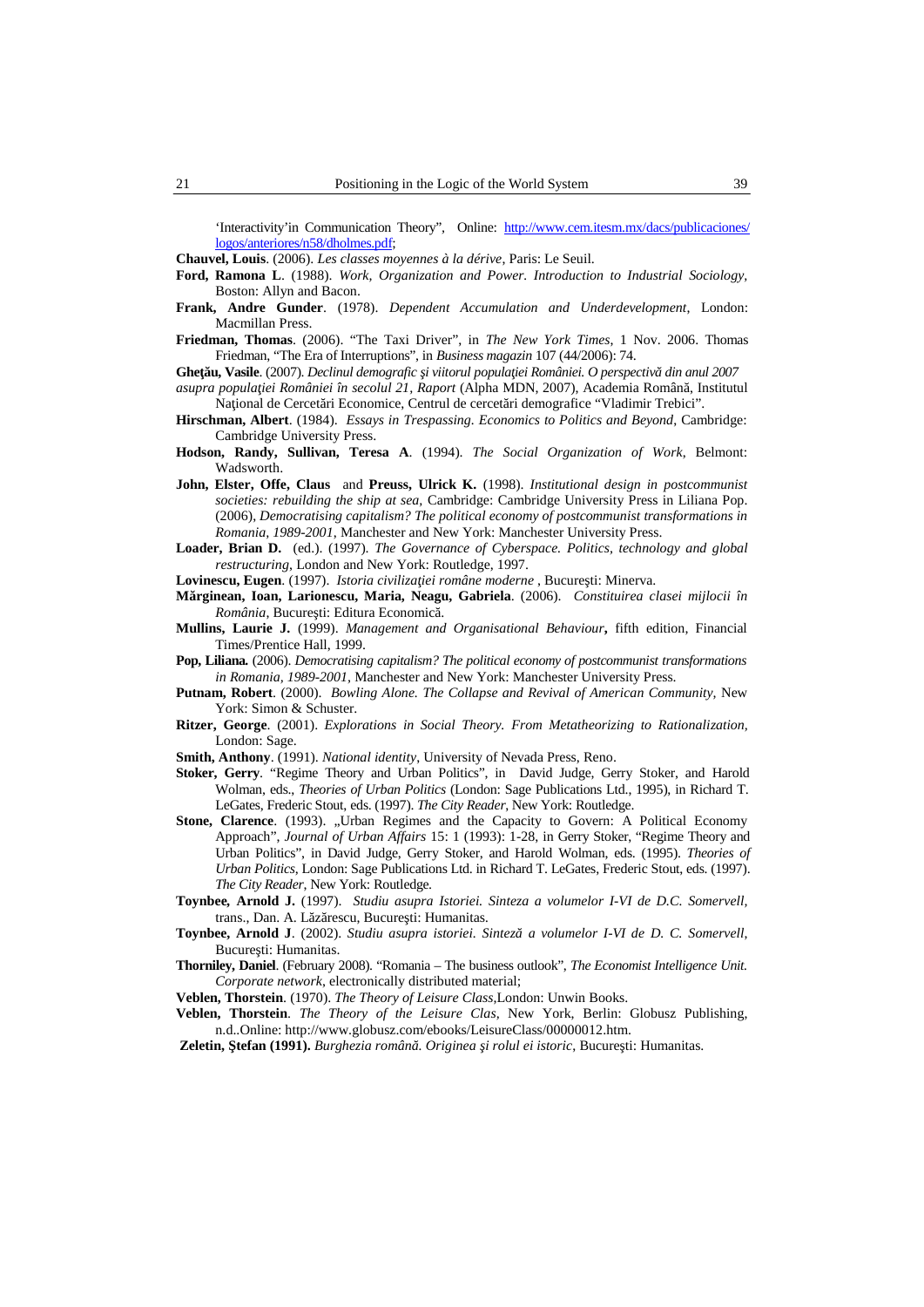'Interactivity'in Communication Theory", Online: [http://www.cem.itesm.mx/dacs/publicaciones/logos/anteriores/n58/dholmes.pdf](http://www.cem.itesm.mx/dacs/publicaciones/logos/anteriores/n58/dholmes.pdf);

**Chauvel, Louis**. (2006). *Les classes moyennes à la dérive*, Paris: Le Seuil.

**Ford, Ramona L**. (1988). *Work, Organization and Power. Introduction to Industrial Sociology*, Boston: Allyn and Bacon.

**Frank, Andre Gunder**. (1978). *Dependent Accumulation and Underdevelopment*, London: Macmillan Press.

**Friedman, Thomas**. (2006). "The Taxi Driver", in *The New York Times*, 1 Nov. 2006. Thomas Friedman, "The Era of Interruptions", in *Business magazin* 107 (44/2006): 74.

**Gheţău, Vasile**. (2007). *Declinul demografic şi viitorul populaţiei României. O perspectivă din anul 2007 asupra populaţiei României în secolul 21*, *Raport* (Alpha MDN, 2007), Academia Română, Institutul Naţional de Cercetări Economice, Centrul de cercetări demografice "Vladimir Trebici".

**Hirschman, Albert**. (1984). *Essays in Trespassing. Economics to Politics and Beyond*, Cambridge: Cambridge University Press.

**Hodson, Randy, Sullivan, Teresa A**. (1994). *The Social Organization of Work*, Belmont: Wadsworth.

**John, Elster, Offe, Claus** and **Preuss, Ulrick K.** (1998). *Institutional design in postcommunist societies: rebuilding the ship at sea*, Cambridge: Cambridge University Press in Liliana Pop. (2006), *Democratising capitalism? The political economy of postcommunist transformations in Romania, 1989-2001*, Manchester and New York: Manchester University Press.

**Loader, Brian D.** (ed.). (1997). *The Governance of Cyberspace. Politics, technology and global restructuring*, London and New York: Routledge, 1997.

**Lovinescu, Eugen**. (1997). *Istoria civilizaţiei române moderne* , Bucureşti: Minerva.

**Mărginean, Ioan, Larionescu, Maria, Neagu, Gabriela**. (2006). *Constituirea clasei mijlocii în România*, Bucureşti: Editura Economică.

**Mullins, Laurie J.** (1999). *Management and Organisational Behaviour***,** fifth edition, Financial Times/Prentice Hall, 1999.

**Pop, Liliana.** (2006). *Democratising capitalism? The political economy of postcommunist transformations in Romania, 1989-2001*, Manchester and New York: Manchester University Press.

**Putnam, Robert**. (2000). *Bowling Alone. The Collapse and Revival of American Community*, New York: Simon & Schuster.

**Ritzer, George**. (2001). *Explorations in Social Theory. From Metatheorizing to Rationalization*, London: Sage.

**Smith, Anthony**. (1991). *National identity*, University of Nevada Press, Reno.

**Stoker, Gerry**. "Regime Theory and Urban Politics", in David Judge, Gerry Stoker, and Harold Wolman, eds., *Theories of Urban Politics* (London: Sage Publications Ltd., 1995), in Richard T. LeGates, Frederic Stout, eds. (1997). *The City Reader*, New York: Routledge.

**Stone, Clarence**. (1993). „Urban Regimes and the Capacity to Govern: A Political Economy Approach", *Journal of Urban Affairs* 15: 1 (1993): 1-28, in Gerry Stoker, "Regime Theory and Urban Politics", in David Judge, Gerry Stoker, and Harold Wolman, eds. (1995). *Theories of Urban Politics*, London: Sage Publications Ltd. in Richard T. LeGates, Frederic Stout, eds. (1997). *The City Reader*, New York: Routledge.

**Toynbee, Arnold J.** (1997). *Studiu asupra Istoriei. Sinteza a volumelor I-VI de D.C. Somervell*, trans., Dan. A. Lăzărescu, Bucureşti: Humanitas.

**Toynbee, Arnold J**. (2002). *Studiu asupra istoriei. Sinteză a volumelor I-VI de D. C. Somervell*, Bucureşti: Humanitas.

**Thorniley, Daniel**. (February 2008). "Romania – The business outlook", *The Economist Intelligence Unit. Corporate network*, electronically distributed material;

**Veblen, Thorstein**. (1970). *The Theory of Leisure Class*,London: Unwin Books.

**Veblen, Thorstein**. *The Theory of the Leisure Clas*, New York, Berlin: Globusz Publishing, n.d..Online: http://www.globusz.com/ebooks/LeisureClass/00000012.htm.

**Zeletin, Ştefan (1991).** *Burghezia română. Originea şi rolul ei istoric*, Bucureşti: Humanitas.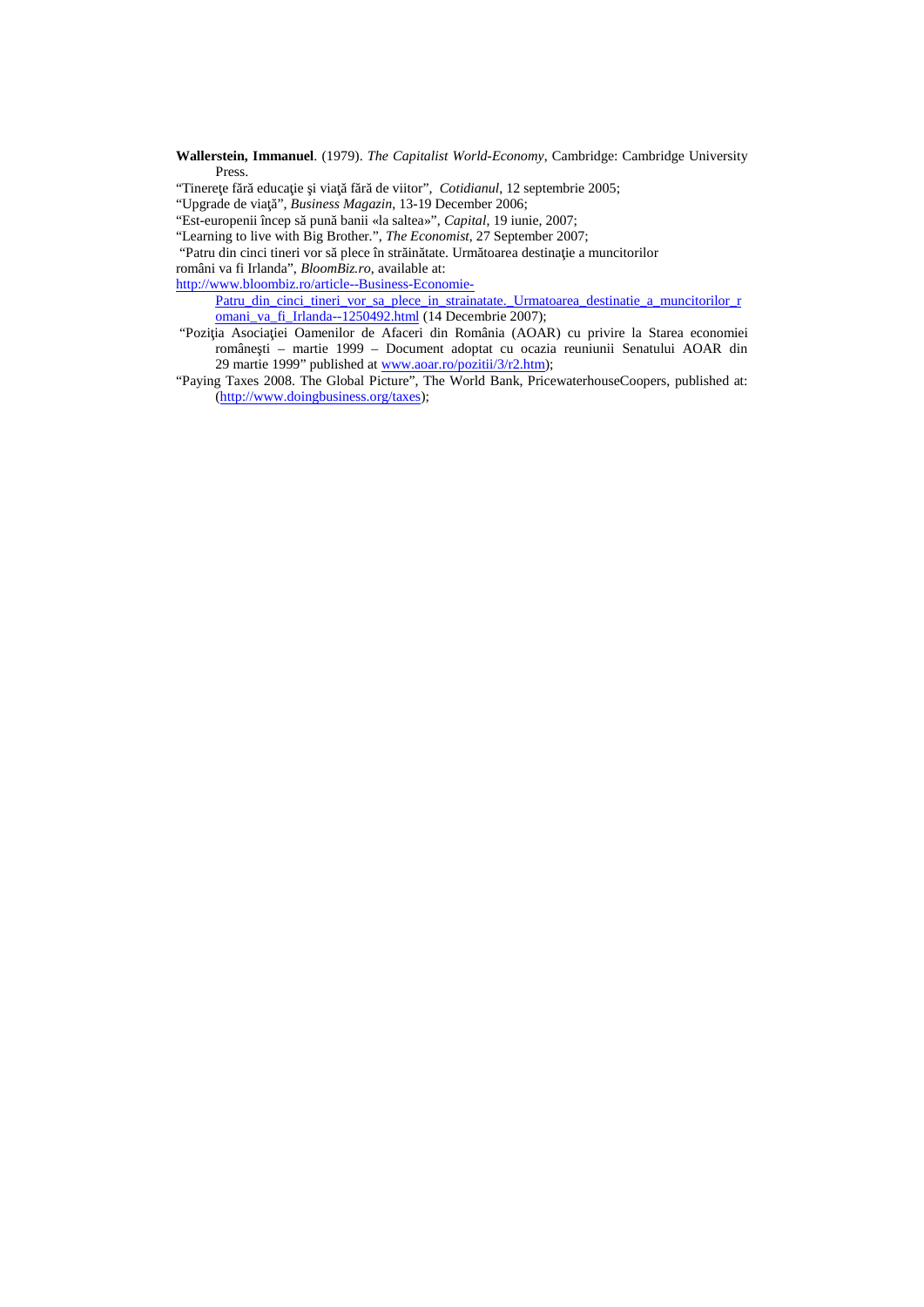**Wallerstein, Immanuel**. (1979). *The Capitalist World-Economy*, Cambridge: Cambridge University Press.

"Tinereţe fără educaţie şi viaţă fără de viitor", *Cotidianul*, 12 septembrie 2005;

"Upgrade de viaţă", *Business Magazin*, 13-19 December 2006;

"Est-europenii încep să pună banii «la saltea»", *Capital*, 19 iunie, 2007;

"Learning to live with Big Brother.", *The Economist*, 27 September 2007;

"Patru din cinci tineri vor să plece în străinătate. Următoarea destinaţie a muncitorilor români va fi Irlanda", *BloomBiz.ro*, available at: http://www.bloombiz.ro/article--Business-Economie-Patru_din_cinci_tineri_vor_sa_plece_in_strainatate._Urmatoarea_destinatie_a_muncitorilor_romani_va_fi_Irlanda--1250492.html (14 Decembrie 2007);

"Poziţia Asociaţiei Oamenilor de Afaceri din România (AOAR) cu privire la Starea economiei româneşti – martie 1999 – Document adoptat cu ocazia reuniunii Senatului AOAR din 29 martie 1999" published at www.aoar.ro/pozitii/3/r2.htm);

"Paying Taxes 2008. The Global Picture", The World Bank, PricewaterhouseCoopers, published at: (http://www.doingbusiness.org/taxes);